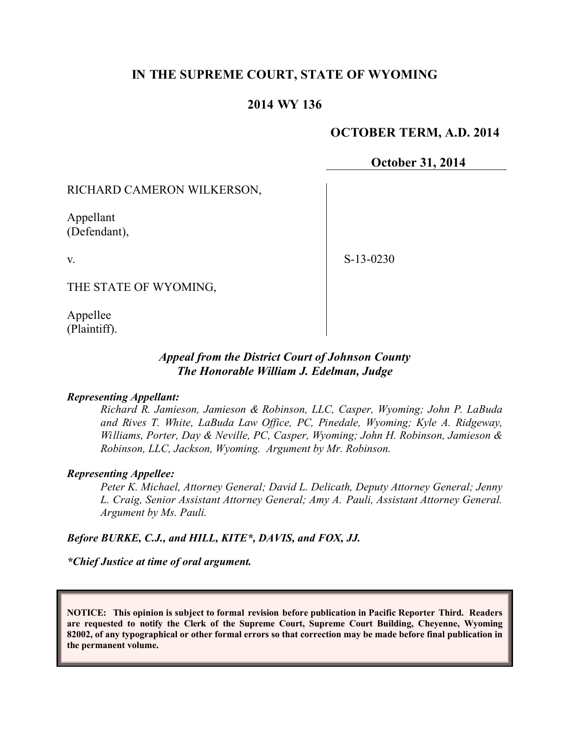# IN THE SUPREME COURT, STATE OF WYOMING

## 2014 WY 136

**OCTOBER TERM, A.D. 2014**

**October 31, 2014**

RICHARD CAMERON WILKERSON,

Appellant
(Defendant),

v.

S-13-0230

THE STATE OF WYOMING,

Appellee
(Plaintiff).

***Appeal from the District Court of Johnson County***
***The Honorable William J. Edelman, Judge***

***Representing Appellant:***

*Richard R. Jamieson, Jamieson & Robinson, LLC, Casper, Wyoming; John P. LaBuda and Rives T. White, LaBuda Law Office, PC, Pinedale, Wyoming; Kyle A. Ridgeway, Williams, Porter, Day & Neville, PC, Casper, Wyoming; John H. Robinson, Jamieson & Robinson, LLC, Jackson, Wyoming. Argument by Mr. Robinson.*

***Representing Appellee:***

*Peter K. Michael, Attorney General; David L. Delicath, Deputy Attorney General; Jenny L. Craig, Senior Assistant Attorney General; Amy A. Pauli, Assistant Attorney General. Argument by Ms. Pauli.*

***Before BURKE, C.J., and HILL, KITE\*, DAVIS, and FOX, JJ.***

***\*Chief Justice at time of oral argument.***

**NOTICE: This opinion is subject to formal revision before publication in Pacific Reporter Third. Readers are requested to notify the Clerk of the Supreme Court, Supreme Court Building, Cheyenne, Wyoming 82002, of any typographical or other formal errors so that correction may be made before final publication in the permanent volume.**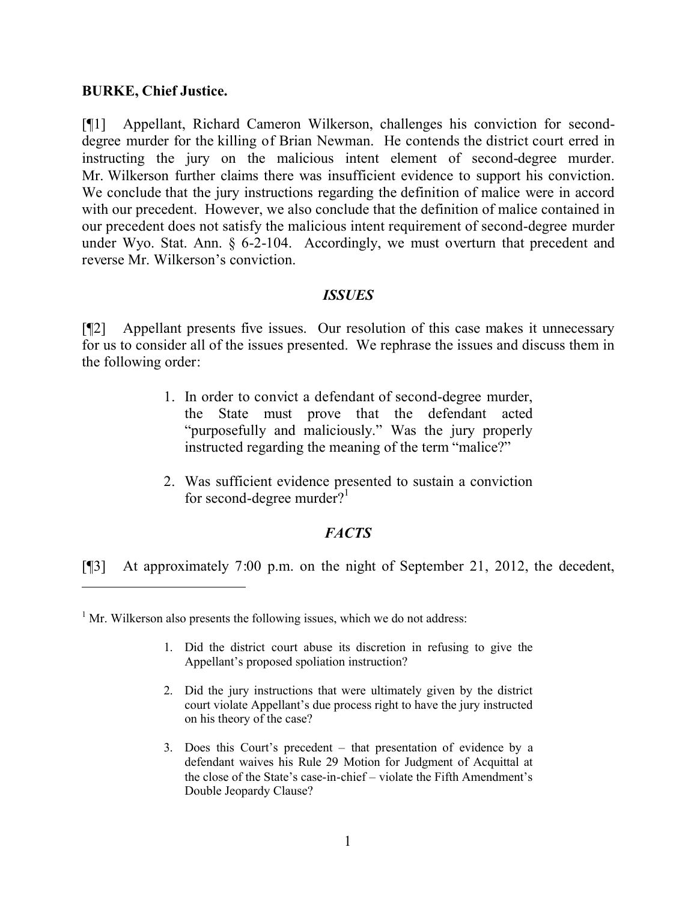**BURKE, Chief Justice.**

[¶1] Appellant, Richard Cameron Wilkerson, challenges his conviction for second-degree murder for the killing of Brian Newman. He contends the district court erred in instructing the jury on the malicious intent element of second-degree murder. Mr. Wilkerson further claims there was insufficient evidence to support his conviction. We conclude that the jury instructions regarding the definition of malice were in accord with our precedent. However, we also conclude that the definition of malice contained in our precedent does not satisfy the malicious intent requirement of second-degree murder under Wyo. Stat. Ann. § 6-2-104. Accordingly, we must overturn that precedent and reverse Mr. Wilkerson's conviction.

## *ISSUES*

[¶2] Appellant presents five issues. Our resolution of this case makes it unnecessary for us to consider all of the issues presented. We rephrase the issues and discuss them in the following order:

> 1. In order to convict a defendant of second-degree murder, the State must prove that the defendant acted "purposefully and maliciously." Was the jury properly instructed regarding the meaning of the term "malice?"
>
> 2. Was sufficient evidence presented to sustain a conviction for second-degree murder?[1]

## *FACTS*

[¶3] At approximately 7:00 p.m. on the night of September 21, 2012, the decedent,

---

[1] Mr. Wilkerson also presents the following issues, which we do not address:

> 1. Did the district court abuse its discretion in refusing to give the Appellant's proposed spoliation instruction?
>
> 2. Did the jury instructions that were ultimately given by the district court violate Appellant's due process right to have the jury instructed on his theory of the case?
>
> 3. Does this Court's precedent – that presentation of evidence by a defendant waives his Rule 29 Motion for Judgment of Acquittal at the close of the State's case-in-chief – violate the Fifth Amendment's Double Jeopardy Clause?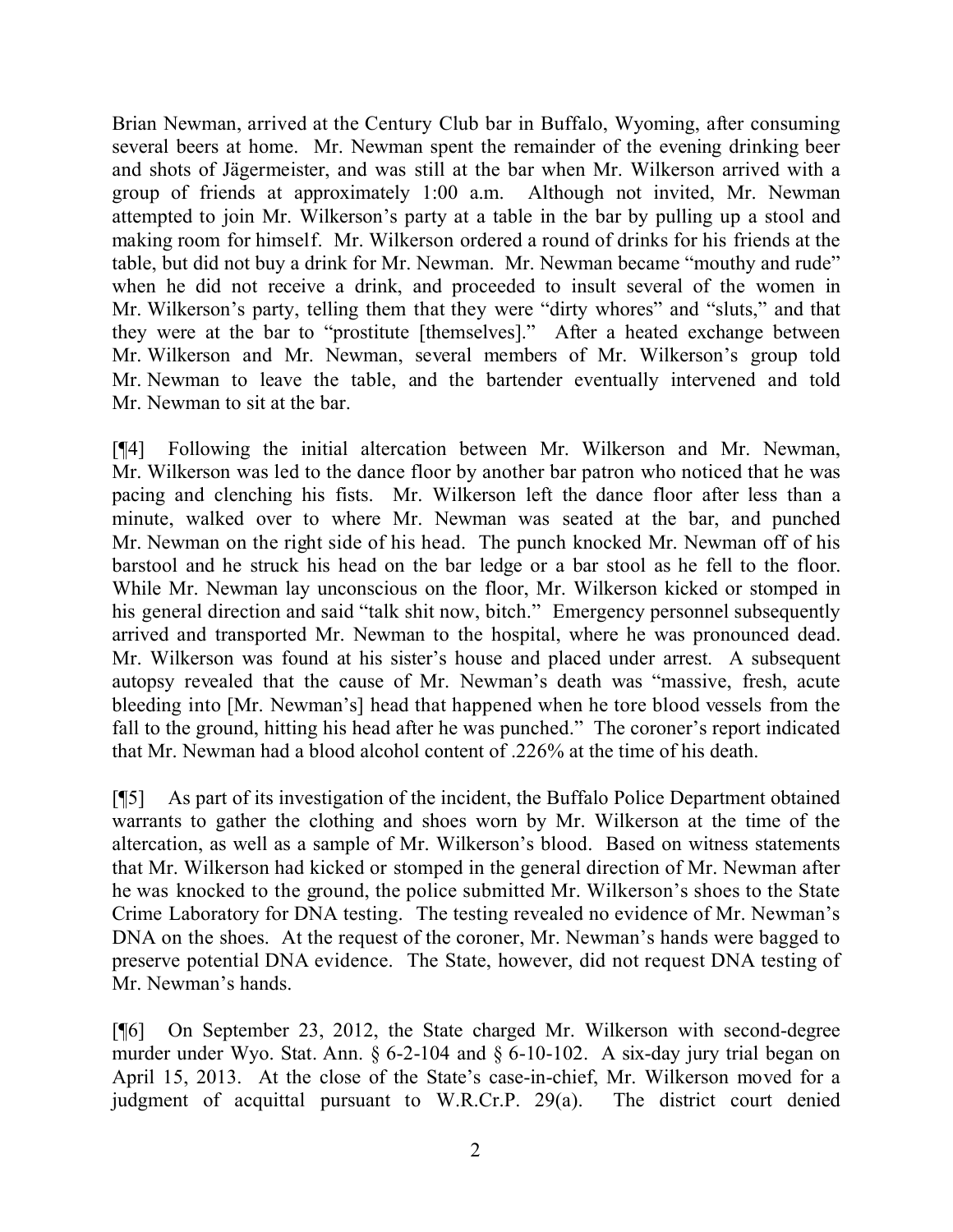Brian Newman, arrived at the Century Club bar in Buffalo, Wyoming, after consuming several beers at home. Mr. Newman spent the remainder of the evening drinking beer and shots of Jägermeister, and was still at the bar when Mr. Wilkerson arrived with a group of friends at approximately 1:00 a.m. Although not invited, Mr. Newman attempted to join Mr. Wilkerson's party at a table in the bar by pulling up a stool and making room for himself. Mr. Wilkerson ordered a round of drinks for his friends at the table, but did not buy a drink for Mr. Newman. Mr. Newman became "mouthy and rude" when he did not receive a drink, and proceeded to insult several of the women in Mr. Wilkerson's party, telling them that they were "dirty whores" and "sluts," and that they were at the bar to "prostitute [themselves]." After a heated exchange between Mr. Wilkerson and Mr. Newman, several members of Mr. Wilkerson's group told Mr. Newman to leave the table, and the bartender eventually intervened and told Mr. Newman to sit at the bar.

[¶4] Following the initial altercation between Mr. Wilkerson and Mr. Newman, Mr. Wilkerson was led to the dance floor by another bar patron who noticed that he was pacing and clenching his fists. Mr. Wilkerson left the dance floor after less than a minute, walked over to where Mr. Newman was seated at the bar, and punched Mr. Newman on the right side of his head. The punch knocked Mr. Newman off of his barstool and he struck his head on the bar ledge or a bar stool as he fell to the floor. While Mr. Newman lay unconscious on the floor, Mr. Wilkerson kicked or stomped in his general direction and said "talk shit now, bitch." Emergency personnel subsequently arrived and transported Mr. Newman to the hospital, where he was pronounced dead. Mr. Wilkerson was found at his sister's house and placed under arrest. A subsequent autopsy revealed that the cause of Mr. Newman's death was "massive, fresh, acute bleeding into [Mr. Newman's] head that happened when he tore blood vessels from the fall to the ground, hitting his head after he was punched." The coroner's report indicated that Mr. Newman had a blood alcohol content of .226% at the time of his death.

[¶5] As part of its investigation of the incident, the Buffalo Police Department obtained warrants to gather the clothing and shoes worn by Mr. Wilkerson at the time of the altercation, as well as a sample of Mr. Wilkerson's blood. Based on witness statements that Mr. Wilkerson had kicked or stomped in the general direction of Mr. Newman after he was knocked to the ground, the police submitted Mr. Wilkerson's shoes to the State Crime Laboratory for DNA testing. The testing revealed no evidence of Mr. Newman's DNA on the shoes. At the request of the coroner, Mr. Newman's hands were bagged to preserve potential DNA evidence. The State, however, did not request DNA testing of Mr. Newman's hands.

[¶6] On September 23, 2012, the State charged Mr. Wilkerson with second-degree murder under Wyo. Stat. Ann. § 6-2-104 and § 6-10-102. A six-day jury trial began on April 15, 2013. At the close of the State's case-in-chief, Mr. Wilkerson moved for a judgment of acquittal pursuant to W.R.Cr.P. 29(a). The district court denied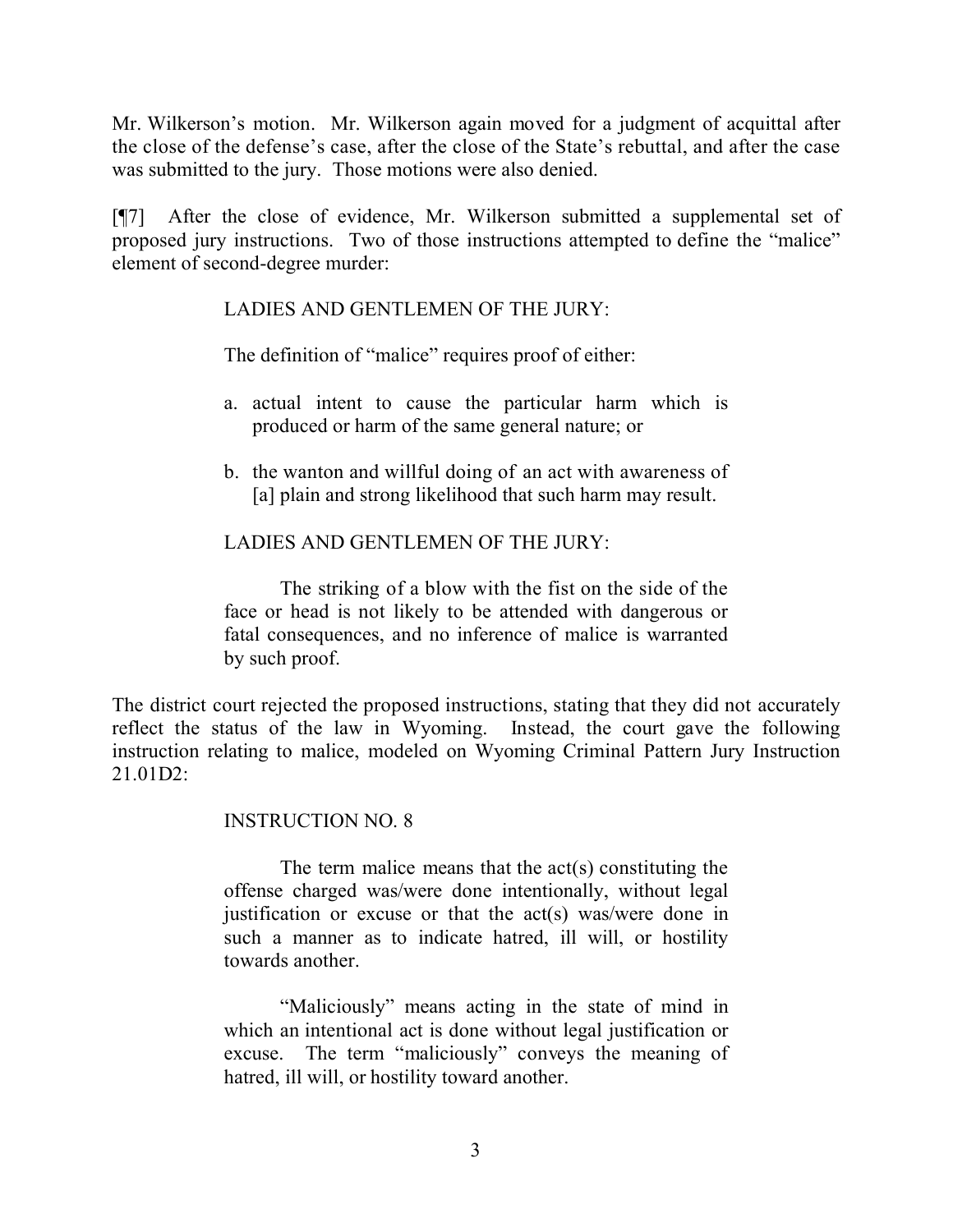Mr. Wilkerson's motion. Mr. Wilkerson again moved for a judgment of acquittal after the close of the defense's case, after the close of the State's rebuttal, and after the case was submitted to the jury. Those motions were also denied.

[¶7] After the close of evidence, Mr. Wilkerson submitted a supplemental set of proposed jury instructions. Two of those instructions attempted to define the "malice" element of second-degree murder:

> LADIES AND GENTLEMEN OF THE JURY:
>
> The definition of "malice" requires proof of either:
>
> a. actual intent to cause the particular harm which is produced or harm of the same general nature; or
>
> b. the wanton and willful doing of an act with awareness of [a] plain and strong likelihood that such harm may result.
>
> LADIES AND GENTLEMEN OF THE JURY:
>
> The striking of a blow with the fist on the side of the face or head is not likely to be attended with dangerous or fatal consequences, and no inference of malice is warranted by such proof.

The district court rejected the proposed instructions, stating that they did not accurately reflect the status of the law in Wyoming. Instead, the court gave the following instruction relating to malice, modeled on Wyoming Criminal Pattern Jury Instruction 21.01D2:

> INSTRUCTION NO. 8
>
> The term malice means that the act(s) constituting the offense charged was/were done intentionally, without legal justification or excuse or that the act(s) was/were done in such a manner as to indicate hatred, ill will, or hostility towards another.
>
> "Maliciously" means acting in the state of mind in which an intentional act is done without legal justification or excuse. The term "maliciously" conveys the meaning of hatred, ill will, or hostility toward another.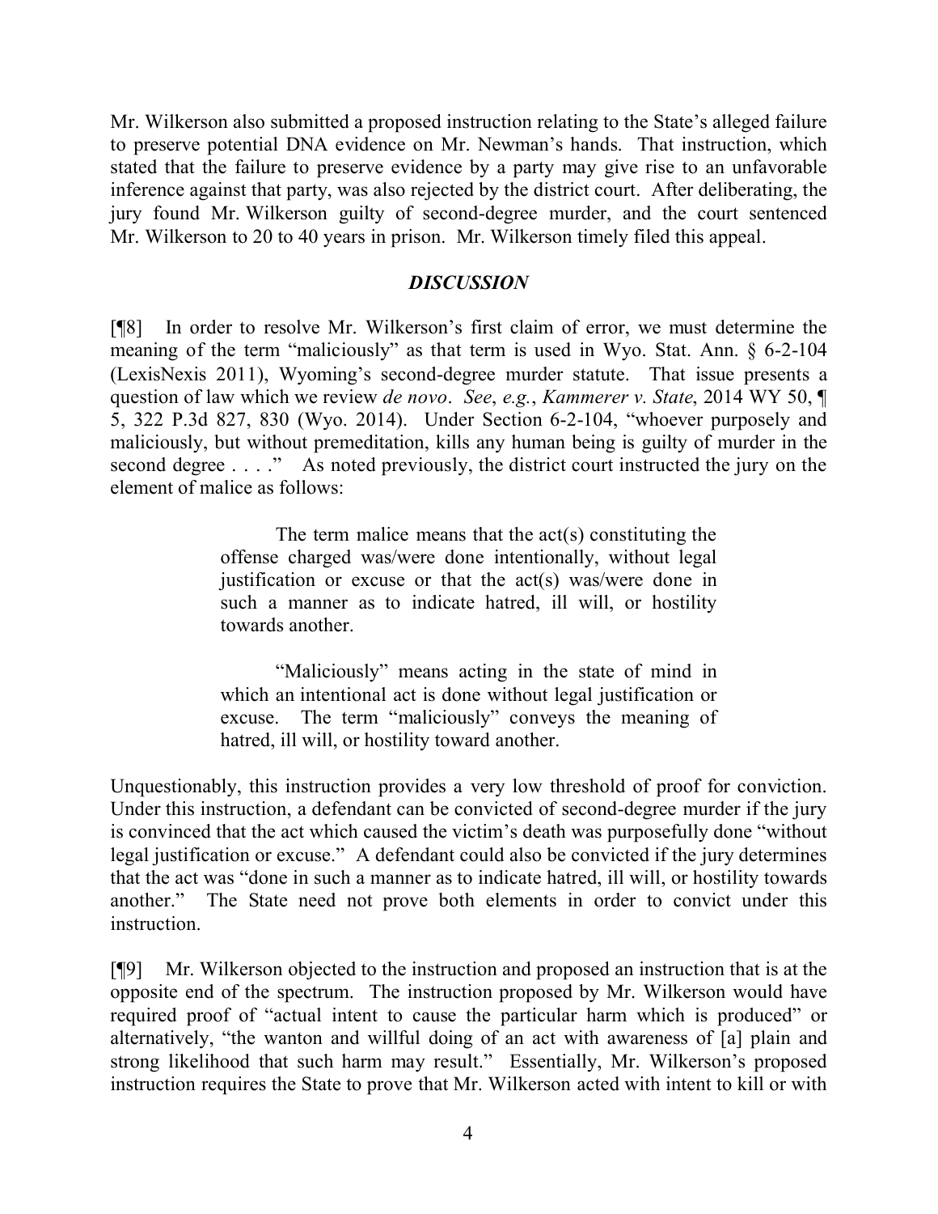Mr. Wilkerson also submitted a proposed instruction relating to the State's alleged failure to preserve potential DNA evidence on Mr. Newman's hands. That instruction, which stated that the failure to preserve evidence by a party may give rise to an unfavorable inference against that party, was also rejected by the district court. After deliberating, the jury found Mr. Wilkerson guilty of second-degree murder, and the court sentenced Mr. Wilkerson to 20 to 40 years in prison. Mr. Wilkerson timely filed this appeal.

## *DISCUSSION*

[¶8] In order to resolve Mr. Wilkerson's first claim of error, we must determine the meaning of the term "maliciously" as that term is used in Wyo. Stat. Ann. § 6-2-104 (LexisNexis 2011), Wyoming's second-degree murder statute. That issue presents a question of law which we review *de novo*. *See*, *e.g.*, *Kammerer v. State*, 2014 WY 50, ¶ 5, 322 P.3d 827, 830 (Wyo. 2014). Under Section 6-2-104, "whoever purposely and maliciously, but without premeditation, kills any human being is guilty of murder in the second degree . . . ." As noted previously, the district court instructed the jury on the element of malice as follows:

> The term malice means that the act(s) constituting the offense charged was/were done intentionally, without legal justification or excuse or that the act(s) was/were done in such a manner as to indicate hatred, ill will, or hostility towards another.
>
> "Maliciously" means acting in the state of mind in which an intentional act is done without legal justification or excuse. The term "maliciously" conveys the meaning of hatred, ill will, or hostility toward another.

Unquestionably, this instruction provides a very low threshold of proof for conviction. Under this instruction, a defendant can be convicted of second-degree murder if the jury is convinced that the act which caused the victim's death was purposefully done "without legal justification or excuse." A defendant could also be convicted if the jury determines that the act was "done in such a manner as to indicate hatred, ill will, or hostility towards another." The State need not prove both elements in order to convict under this instruction.

[¶9] Mr. Wilkerson objected to the instruction and proposed an instruction that is at the opposite end of the spectrum. The instruction proposed by Mr. Wilkerson would have required proof of "actual intent to cause the particular harm which is produced" or alternatively, "the wanton and willful doing of an act with awareness of [a] plain and strong likelihood that such harm may result." Essentially, Mr. Wilkerson's proposed instruction requires the State to prove that Mr. Wilkerson acted with intent to kill or with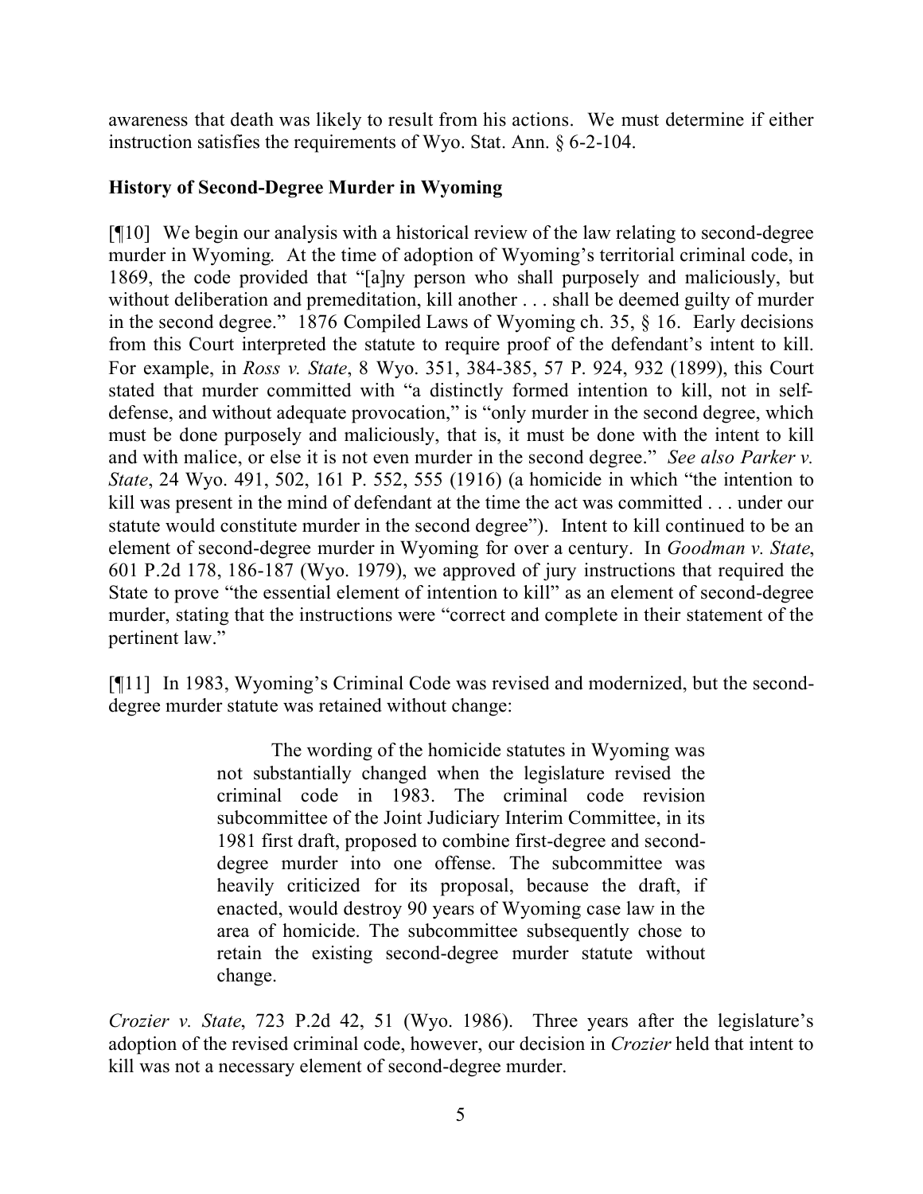awareness that death was likely to result from his actions. We must determine if either instruction satisfies the requirements of Wyo. Stat. Ann. § 6-2-104.

### History of Second-Degree Murder in Wyoming

[¶10] We begin our analysis with a historical review of the law relating to second-degree murder in Wyoming. At the time of adoption of Wyoming's territorial criminal code, in 1869, the code provided that "[a]ny person who shall purposely and maliciously, but without deliberation and premeditation, kill another . . . shall be deemed guilty of murder in the second degree." 1876 Compiled Laws of Wyoming ch. 35, § 16. Early decisions from this Court interpreted the statute to require proof of the defendant's intent to kill. For example, in *Ross v. State*, 8 Wyo. 351, 384-385, 57 P. 924, 932 (1899), this Court stated that murder committed with "a distinctly formed intention to kill, not in self-defense, and without adequate provocation," is "only murder in the second degree, which must be done purposely and maliciously, that is, it must be done with the intent to kill and with malice, or else it is not even murder in the second degree." *See also Parker v. State*, 24 Wyo. 491, 502, 161 P. 552, 555 (1916) (a homicide in which "the intention to kill was present in the mind of defendant at the time the act was committed . . . under our statute would constitute murder in the second degree"). Intent to kill continued to be an element of second-degree murder in Wyoming for over a century. In *Goodman v. State*, 601 P.2d 178, 186-187 (Wyo. 1979), we approved of jury instructions that required the State to prove "the essential element of intention to kill" as an element of second-degree murder, stating that the instructions were "correct and complete in their statement of the pertinent law."

[¶11] In 1983, Wyoming's Criminal Code was revised and modernized, but the second-degree murder statute was retained without change:

> The wording of the homicide statutes in Wyoming was not substantially changed when the legislature revised the criminal code in 1983. The criminal code revision subcommittee of the Joint Judiciary Interim Committee, in its 1981 first draft, proposed to combine first-degree and second-degree murder into one offense. The subcommittee was heavily criticized for its proposal, because the draft, if enacted, would destroy 90 years of Wyoming case law in the area of homicide. The subcommittee subsequently chose to retain the existing second-degree murder statute without change.

*Crozier v. State*, 723 P.2d 42, 51 (Wyo. 1986). Three years after the legislature's adoption of the revised criminal code, however, our decision in *Crozier* held that intent to kill was not a necessary element of second-degree murder.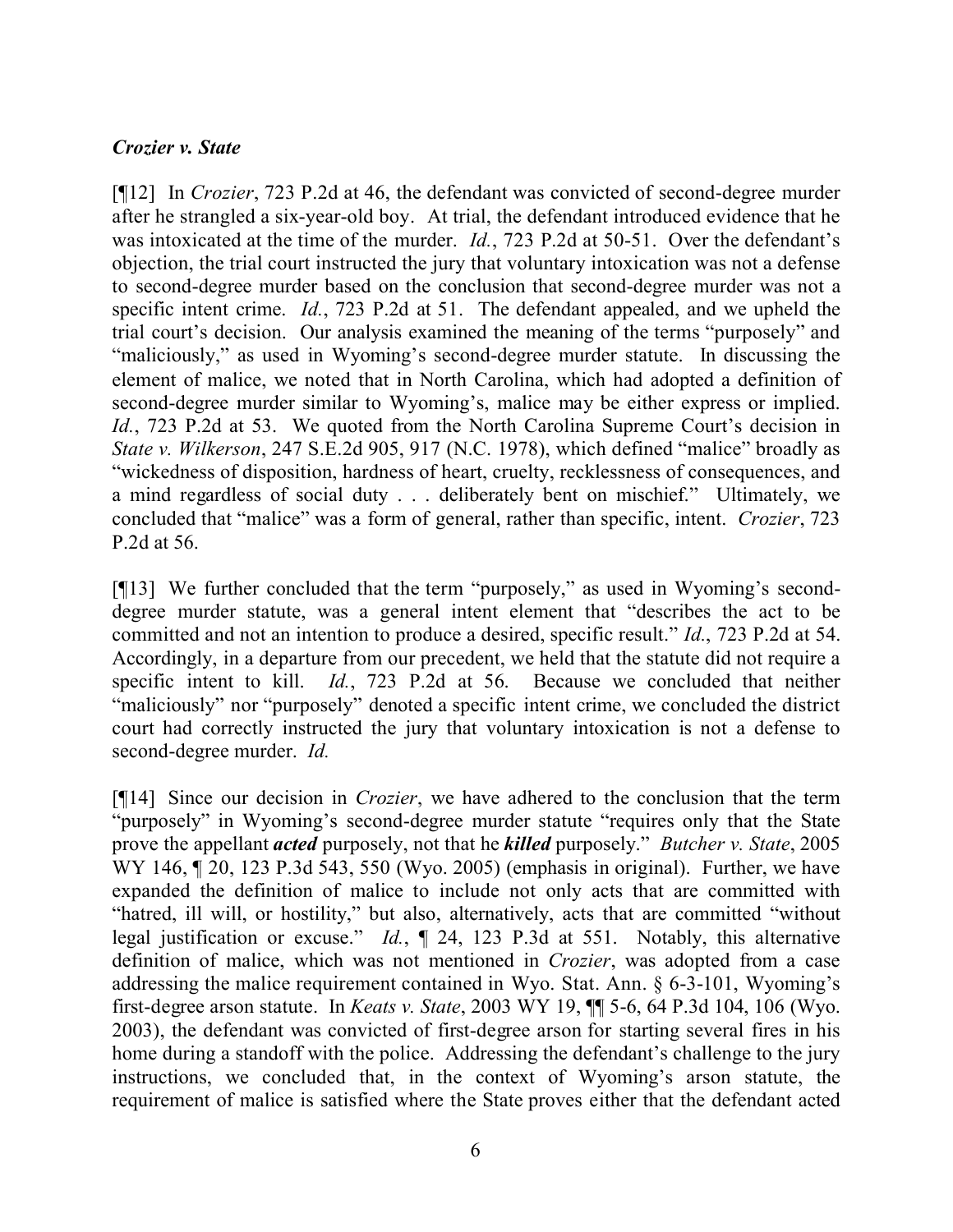*Crozier v. State*

[¶12] In *Crozier*, 723 P.2d at 46, the defendant was convicted of second-degree murder after he strangled a six-year-old boy. At trial, the defendant introduced evidence that he was intoxicated at the time of the murder. *Id.*, 723 P.2d at 50-51. Over the defendant's objection, the trial court instructed the jury that voluntary intoxication was not a defense to second-degree murder based on the conclusion that second-degree murder was not a specific intent crime. *Id.*, 723 P.2d at 51. The defendant appealed, and we upheld the trial court's decision. Our analysis examined the meaning of the terms "purposely" and "maliciously," as used in Wyoming's second-degree murder statute. In discussing the element of malice, we noted that in North Carolina, which had adopted a definition of second-degree murder similar to Wyoming's, malice may be either express or implied. *Id.*, 723 P.2d at 53. We quoted from the North Carolina Supreme Court's decision in *State v. Wilkerson*, 247 S.E.2d 905, 917 (N.C. 1978), which defined "malice" broadly as "wickedness of disposition, hardness of heart, cruelty, recklessness of consequences, and a mind regardless of social duty . . . deliberately bent on mischief." Ultimately, we concluded that "malice" was a form of general, rather than specific, intent. *Crozier*, 723 P.2d at 56.

[¶13] We further concluded that the term "purposely," as used in Wyoming's second-degree murder statute, was a general intent element that "describes the act to be committed and not an intention to produce a desired, specific result." *Id.*, 723 P.2d at 54. Accordingly, in a departure from our precedent, we held that the statute did not require a specific intent to kill. *Id.*, 723 P.2d at 56. Because we concluded that neither "maliciously" nor "purposely" denoted a specific intent crime, we concluded the district court had correctly instructed the jury that voluntary intoxication is not a defense to second-degree murder. *Id.*

[¶14] Since our decision in *Crozier*, we have adhered to the conclusion that the term "purposely" in Wyoming's second-degree murder statute "requires only that the State prove the appellant ***acted*** purposely, not that he ***killed*** purposely." *Butcher v. State*, 2005 WY 146, ¶ 20, 123 P.3d 543, 550 (Wyo. 2005) (emphasis in original). Further, we have expanded the definition of malice to include not only acts that are committed with "hatred, ill will, or hostility," but also, alternatively, acts that are committed "without legal justification or excuse." *Id.*, ¶ 24, 123 P.3d at 551. Notably, this alternative definition of malice, which was not mentioned in *Crozier*, was adopted from a case addressing the malice requirement contained in Wyo. Stat. Ann. § 6-3-101, Wyoming's first-degree arson statute. In *Keats v. State*, 2003 WY 19, ¶¶ 5-6, 64 P.3d 104, 106 (Wyo. 2003), the defendant was convicted of first-degree arson for starting several fires in his home during a standoff with the police. Addressing the defendant's challenge to the jury instructions, we concluded that, in the context of Wyoming's arson statute, the requirement of malice is satisfied where the State proves either that the defendant acted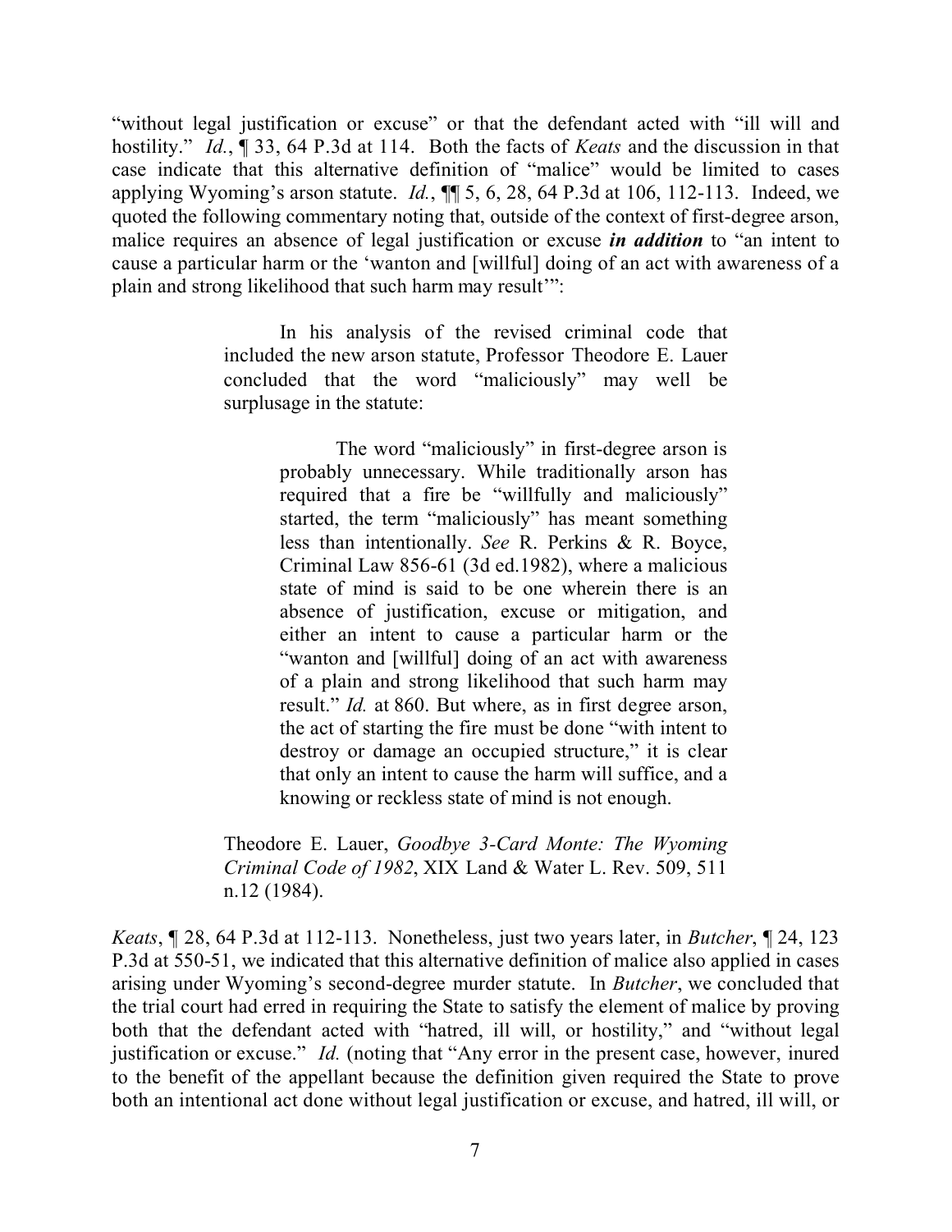"without legal justification or excuse" or that the defendant acted with "ill will and hostility." *Id.*, ¶ 33, 64 P.3d at 114. Both the facts of *Keats* and the discussion in that case indicate that this alternative definition of "malice" would be limited to cases applying Wyoming's arson statute. *Id.*, ¶¶ 5, 6, 28, 64 P.3d at 106, 112-113. Indeed, we quoted the following commentary noting that, outside of the context of first-degree arson, malice requires an absence of legal justification or excuse ***in addition*** to "an intent to cause a particular harm or the 'wanton and [willful] doing of an act with awareness of a plain and strong likelihood that such harm may result'":

> In his analysis of the revised criminal code that included the new arson statute, Professor Theodore E. Lauer concluded that the word "maliciously" may well be surplusage in the statute:
>
> > The word "maliciously" in first-degree arson is probably unnecessary. While traditionally arson has required that a fire be "willfully and maliciously" started, the term "maliciously" has meant something less than intentionally. *See* R. Perkins & R. Boyce, Criminal Law 856-61 (3d ed.1982), where a malicious state of mind is said to be one wherein there is an absence of justification, excuse or mitigation, and either an intent to cause a particular harm or the "wanton and [willful] doing of an act with awareness of a plain and strong likelihood that such harm may result." *Id.* at 860. But where, as in first degree arson, the act of starting the fire must be done "with intent to destroy or damage an occupied structure," it is clear that only an intent to cause the harm will suffice, and a knowing or reckless state of mind is not enough.
>
> Theodore E. Lauer, *Goodbye 3-Card Monte: The Wyoming Criminal Code of 1982*, XIX Land & Water L. Rev. 509, 511 n.12 (1984).

*Keats*, ¶ 28, 64 P.3d at 112-113. Nonetheless, just two years later, in *Butcher*, ¶ 24, 123 P.3d at 550-51, we indicated that this alternative definition of malice also applied in cases arising under Wyoming's second-degree murder statute. In *Butcher*, we concluded that the trial court had erred in requiring the State to satisfy the element of malice by proving both that the defendant acted with "hatred, ill will, or hostility," and "without legal justification or excuse." *Id.* (noting that "Any error in the present case, however, inured to the benefit of the appellant because the definition given required the State to prove both an intentional act done without legal justification or excuse, and hatred, ill will, or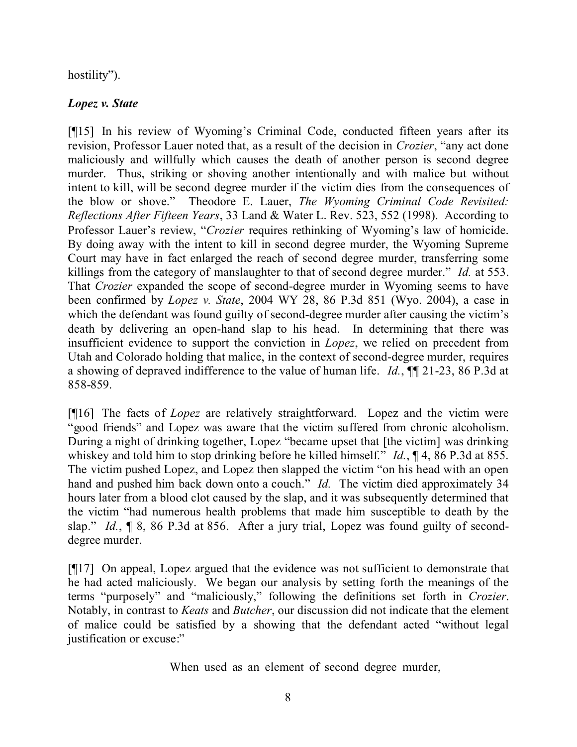hostility").

***Lopez v. State***

[¶15] In his review of Wyoming's Criminal Code, conducted fifteen years after its revision, Professor Lauer noted that, as a result of the decision in *Crozier*, "any act done maliciously and willfully which causes the death of another person is second degree murder. Thus, striking or shoving another intentionally and with malice but without intent to kill, will be second degree murder if the victim dies from the consequences of the blow or shove." Theodore E. Lauer, *The Wyoming Criminal Code Revisited: Reflections After Fifteen Years*, 33 Land & Water L. Rev. 523, 552 (1998). According to Professor Lauer's review, "*Crozier* requires rethinking of Wyoming's law of homicide. By doing away with the intent to kill in second degree murder, the Wyoming Supreme Court may have in fact enlarged the reach of second degree murder, transferring some killings from the category of manslaughter to that of second degree murder." *Id.* at 553. That *Crozier* expanded the scope of second-degree murder in Wyoming seems to have been confirmed by *Lopez v. State*, 2004 WY 28, 86 P.3d 851 (Wyo. 2004), a case in which the defendant was found guilty of second-degree murder after causing the victim's death by delivering an open-hand slap to his head. In determining that there was insufficient evidence to support the conviction in *Lopez*, we relied on precedent from Utah and Colorado holding that malice, in the context of second-degree murder, requires a showing of depraved indifference to the value of human life. *Id.*, ¶¶ 21-23, 86 P.3d at 858-859.

[¶16] The facts of *Lopez* are relatively straightforward. Lopez and the victim were "good friends" and Lopez was aware that the victim suffered from chronic alcoholism. During a night of drinking together, Lopez "became upset that [the victim] was drinking whiskey and told him to stop drinking before he killed himself." *Id.*, ¶ 4, 86 P.3d at 855. The victim pushed Lopez, and Lopez then slapped the victim "on his head with an open hand and pushed him back down onto a couch." *Id.* The victim died approximately 34 hours later from a blood clot caused by the slap, and it was subsequently determined that the victim "had numerous health problems that made him susceptible to death by the slap." *Id.*, ¶ 8, 86 P.3d at 856. After a jury trial, Lopez was found guilty of second-degree murder.

[¶17] On appeal, Lopez argued that the evidence was not sufficient to demonstrate that he had acted maliciously. We began our analysis by setting forth the meanings of the terms "purposely" and "maliciously," following the definitions set forth in *Crozier*. Notably, in contrast to *Keats* and *Butcher*, our discussion did not indicate that the element of malice could be satisfied by a showing that the defendant acted "without legal justification or excuse:"

> When used as an element of second degree murder,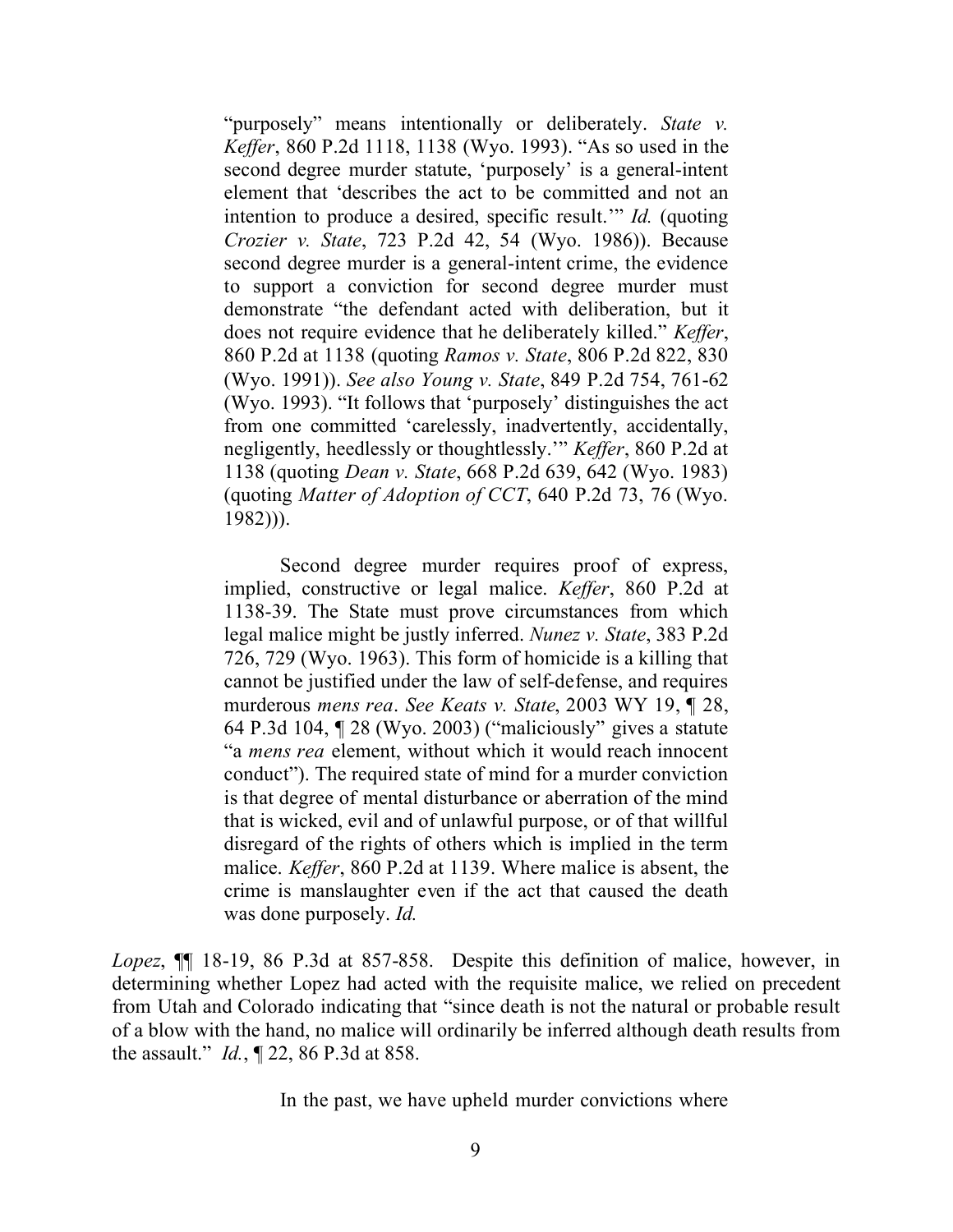> "purposely" means intentionally or deliberately. *State v. Keffer*, 860 P.2d 1118, 1138 (Wyo. 1993). "As so used in the second degree murder statute, 'purposely' is a general-intent element that 'describes the act to be committed and not an intention to produce a desired, specific result.'" *Id.* (quoting *Crozier v. State*, 723 P.2d 42, 54 (Wyo. 1986)). Because second degree murder is a general-intent crime, the evidence to support a conviction for second degree murder must demonstrate "the defendant acted with deliberation, but it does not require evidence that he deliberately killed." *Keffer*, 860 P.2d at 1138 (quoting *Ramos v. State*, 806 P.2d 822, 830 (Wyo. 1991)). *See also Young v. State*, 849 P.2d 754, 761-62 (Wyo. 1993). "It follows that 'purposely' distinguishes the act from one committed 'carelessly, inadvertently, accidentally, negligently, heedlessly or thoughtlessly.'" *Keffer*, 860 P.2d at 1138 (quoting *Dean v. State*, 668 P.2d 639, 642 (Wyo. 1983) (quoting *Matter of Adoption of CCT*, 640 P.2d 73, 76 (Wyo. 1982))).
>
> Second degree murder requires proof of express, implied, constructive or legal malice. *Keffer*, 860 P.2d at 1138-39. The State must prove circumstances from which legal malice might be justly inferred. *Nunez v. State*, 383 P.2d 726, 729 (Wyo. 1963). This form of homicide is a killing that cannot be justified under the law of self-defense, and requires murderous *mens rea*. *See Keats v. State*, 2003 WY 19, ¶ 28, 64 P.3d 104, ¶ 28 (Wyo. 2003) ("maliciously" gives a statute "a *mens rea* element, without which it would reach innocent conduct"). The required state of mind for a murder conviction is that degree of mental disturbance or aberration of the mind that is wicked, evil and of unlawful purpose, or of that willful disregard of the rights of others which is implied in the term malice. *Keffer*, 860 P.2d at 1139. Where malice is absent, the crime is manslaughter even if the act that caused the death was done purposely. *Id.*

*Lopez*, ¶¶ 18-19, 86 P.3d at 857-858. Despite this definition of malice, however, in determining whether Lopez had acted with the requisite malice, we relied on precedent from Utah and Colorado indicating that "since death is not the natural or probable result of a blow with the hand, no malice will ordinarily be inferred although death results from the assault." *Id.*, ¶ 22, 86 P.3d at 858.

In the past, we have upheld murder convictions where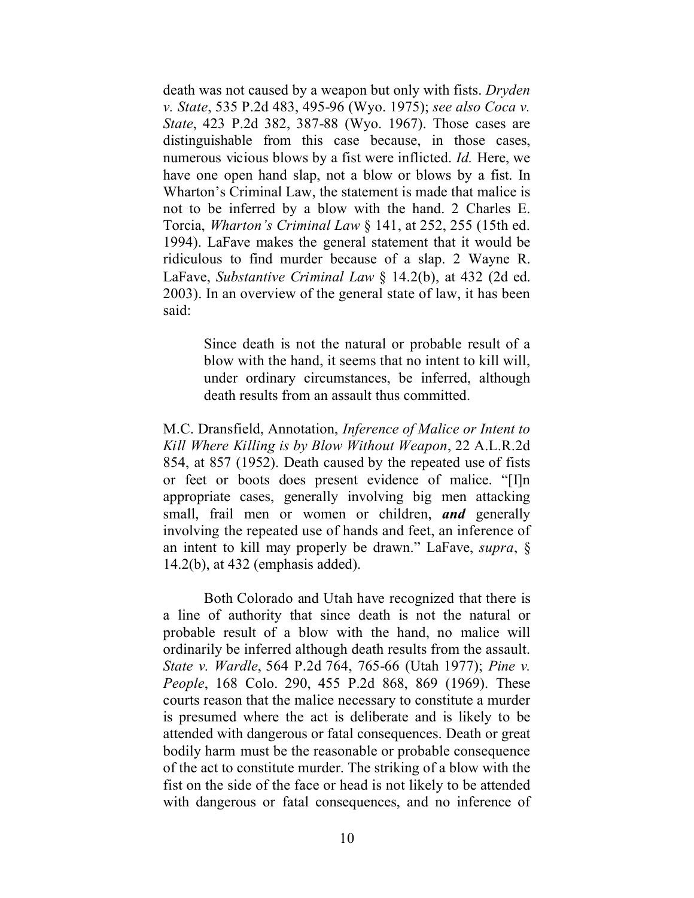death was not caused by a weapon but only with fists. *Dryden v. State*, 535 P.2d 483, 495-96 (Wyo. 1975); *see also Coca v. State*, 423 P.2d 382, 387-88 (Wyo. 1967). Those cases are distinguishable from this case because, in those cases, numerous vicious blows by a fist were inflicted. *Id.* Here, we have one open hand slap, not a blow or blows by a fist. In Wharton's Criminal Law, the statement is made that malice is not to be inferred by a blow with the hand. 2 Charles E. Torcia, *Wharton's Criminal Law* § 141, at 252, 255 (15th ed. 1994). LaFave makes the general statement that it would be ridiculous to find murder because of a slap. 2 Wayne R. LaFave, *Substantive Criminal Law* § 14.2(b), at 432 (2d ed. 2003). In an overview of the general state of law, it has been said:

> Since death is not the natural or probable result of a blow with the hand, it seems that no intent to kill will, under ordinary circumstances, be inferred, although death results from an assault thus committed.

M.C. Dransfield, Annotation, *Inference of Malice or Intent to Kill Where Killing is by Blow Without Weapon*, 22 A.L.R.2d 854, at 857 (1952). Death caused by the repeated use of fists or feet or boots does present evidence of malice. "[I]n appropriate cases, generally involving big men attacking small, frail men or women or children, ***and*** generally involving the repeated use of hands and feet, an inference of an intent to kill may properly be drawn." LaFave, *supra*, § 14.2(b), at 432 (emphasis added).

Both Colorado and Utah have recognized that there is a line of authority that since death is not the natural or probable result of a blow with the hand, no malice will ordinarily be inferred although death results from the assault. *State v. Wardle*, 564 P.2d 764, 765-66 (Utah 1977); *Pine v. People*, 168 Colo. 290, 455 P.2d 868, 869 (1969). These courts reason that the malice necessary to constitute a murder is presumed where the act is deliberate and is likely to be attended with dangerous or fatal consequences. Death or great bodily harm must be the reasonable or probable consequence of the act to constitute murder. The striking of a blow with the fist on the side of the face or head is not likely to be attended with dangerous or fatal consequences, and no inference of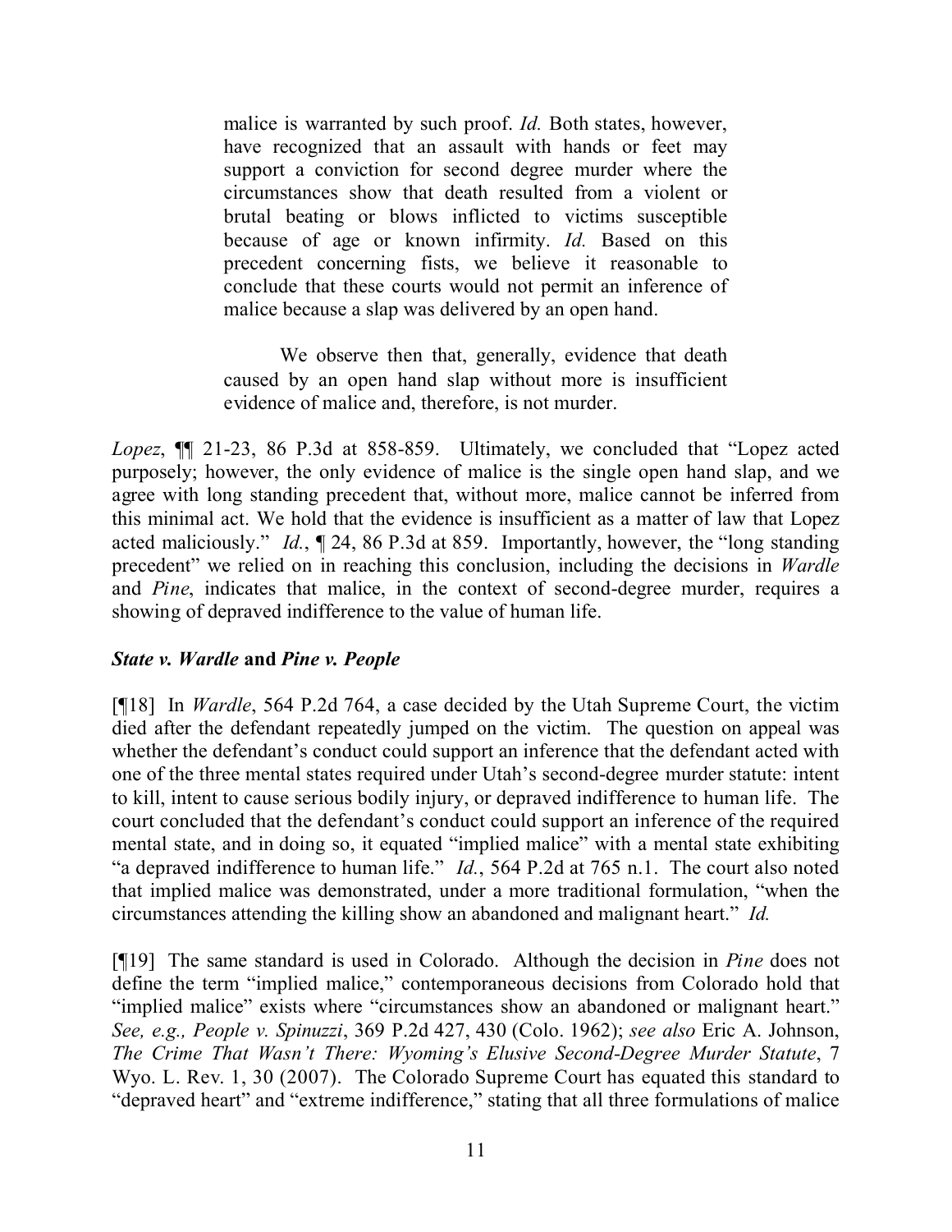> malice is warranted by such proof. *Id.* Both states, however, have recognized that an assault with hands or feet may support a conviction for second degree murder where the circumstances show that death resulted from a violent or brutal beating or blows inflicted to victims susceptible because of age or known infirmity. *Id.* Based on this precedent concerning fists, we believe it reasonable to conclude that these courts would not permit an inference of malice because a slap was delivered by an open hand.
>
> We observe then that, generally, evidence that death caused by an open hand slap without more is insufficient evidence of malice and, therefore, is not murder.

*Lopez*, ¶¶ 21-23, 86 P.3d at 858-859. Ultimately, we concluded that "Lopez acted purposely; however, the only evidence of malice is the single open hand slap, and we agree with long standing precedent that, without more, malice cannot be inferred from this minimal act. We hold that the evidence is insufficient as a matter of law that Lopez acted maliciously." *Id.*, ¶ 24, 86 P.3d at 859. Importantly, however, the "long standing precedent" we relied on in reaching this conclusion, including the decisions in *Wardle* and *Pine*, indicates that malice, in the context of second-degree murder, requires a showing of depraved indifference to the value of human life.

### *State v. Wardle* and *Pine v. People*

[¶18] In *Wardle*, 564 P.2d 764, a case decided by the Utah Supreme Court, the victim died after the defendant repeatedly jumped on the victim. The question on appeal was whether the defendant's conduct could support an inference that the defendant acted with one of the three mental states required under Utah's second-degree murder statute: intent to kill, intent to cause serious bodily injury, or depraved indifference to human life. The court concluded that the defendant's conduct could support an inference of the required mental state, and in doing so, it equated "implied malice" with a mental state exhibiting "a depraved indifference to human life." *Id.*, 564 P.2d at 765 n.1. The court also noted that implied malice was demonstrated, under a more traditional formulation, "when the circumstances attending the killing show an abandoned and malignant heart." *Id.*

[¶19] The same standard is used in Colorado. Although the decision in *Pine* does not define the term "implied malice," contemporaneous decisions from Colorado hold that "implied malice" exists where "circumstances show an abandoned or malignant heart." *See, e.g., People v. Spinuzzi*, 369 P.2d 427, 430 (Colo. 1962); *see also* Eric A. Johnson, *The Crime That Wasn't There: Wyoming's Elusive Second-Degree Murder Statute*, 7 Wyo. L. Rev. 1, 30 (2007). The Colorado Supreme Court has equated this standard to "depraved heart" and "extreme indifference," stating that all three formulations of malice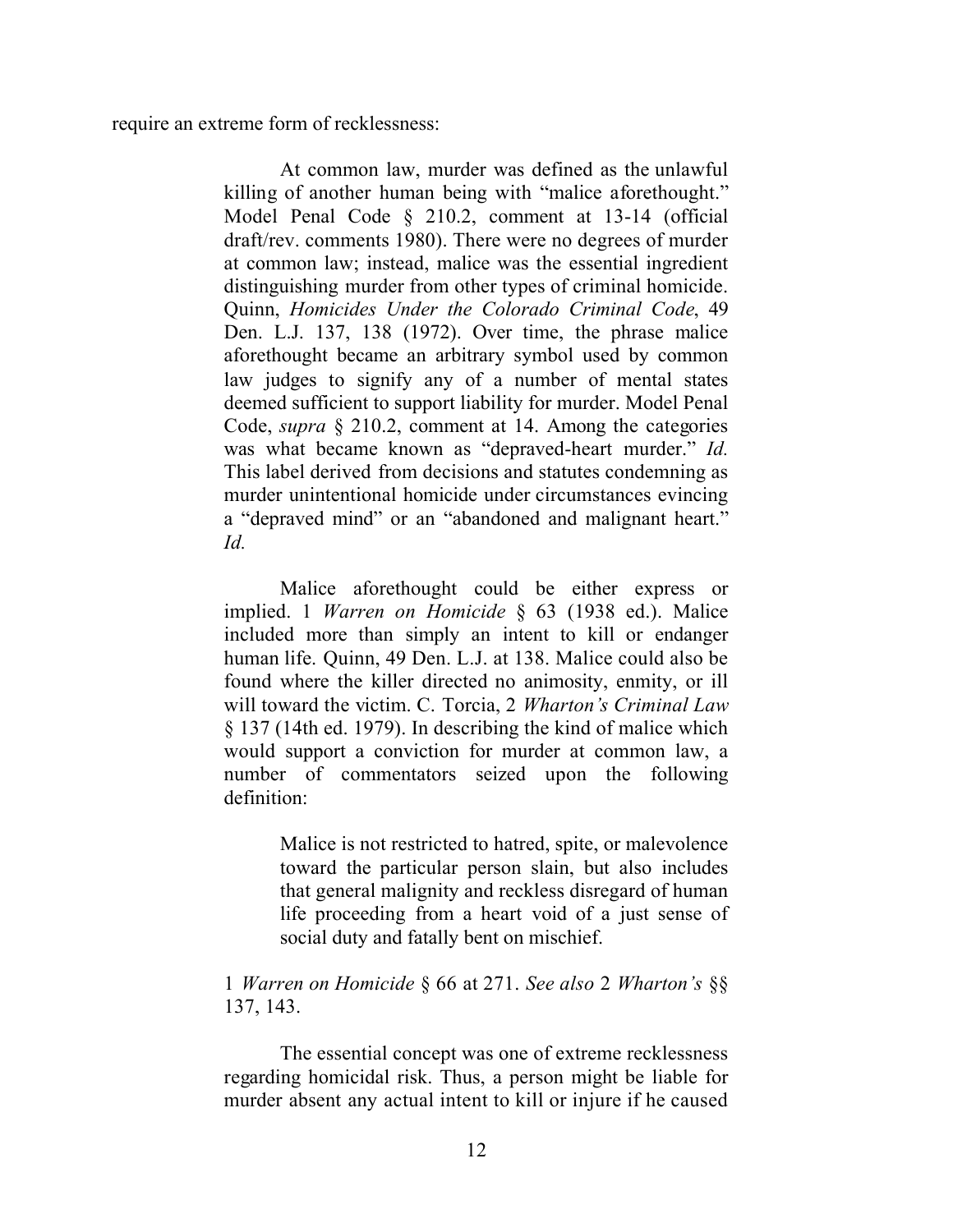require an extreme form of recklessness:

> At common law, murder was defined as the unlawful killing of another human being with "malice aforethought." Model Penal Code § 210.2, comment at 13-14 (official draft/rev. comments 1980). There were no degrees of murder at common law; instead, malice was the essential ingredient distinguishing murder from other types of criminal homicide. Quinn, *Homicides Under the Colorado Criminal Code*, 49 Den. L.J. 137, 138 (1972). Over time, the phrase malice aforethought became an arbitrary symbol used by common law judges to signify any of a number of mental states deemed sufficient to support liability for murder. Model Penal Code, *supra* § 210.2, comment at 14. Among the categories was what became known as "depraved-heart murder." *Id.* This label derived from decisions and statutes condemning as murder unintentional homicide under circumstances evincing a "depraved mind" or an "abandoned and malignant heart." *Id.*
>
> Malice aforethought could be either express or implied. 1 *Warren on Homicide* § 63 (1938 ed.). Malice included more than simply an intent to kill or endanger human life. Quinn, 49 Den. L.J. at 138. Malice could also be found where the killer directed no animosity, enmity, or ill will toward the victim. C. Torcia, 2 *Wharton's Criminal Law* § 137 (14th ed. 1979). In describing the kind of malice which would support a conviction for murder at common law, a number of commentators seized upon the following definition:
>
> > Malice is not restricted to hatred, spite, or malevolence toward the particular person slain, but also includes that general malignity and reckless disregard of human life proceeding from a heart void of a just sense of social duty and fatally bent on mischief.
>
> 1 *Warren on Homicide* § 66 at 271. *See also* 2 *Wharton's* §§ 137, 143.
>
> The essential concept was one of extreme recklessness regarding homicidal risk. Thus, a person might be liable for murder absent any actual intent to kill or injure if he caused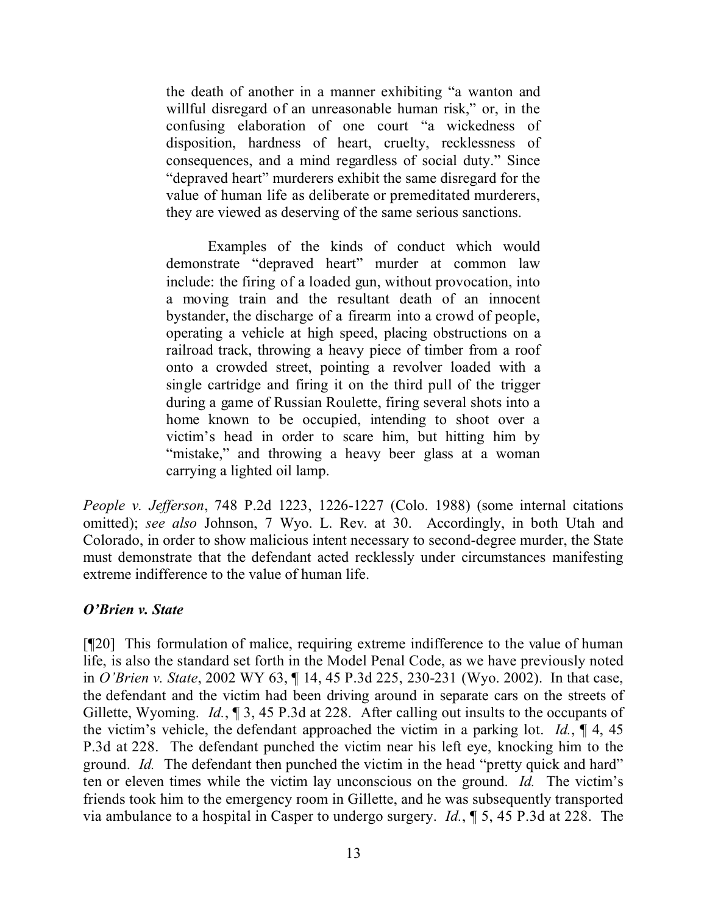> the death of another in a manner exhibiting "a wanton and willful disregard of an unreasonable human risk," or, in the confusing elaboration of one court "a wickedness of disposition, hardness of heart, cruelty, recklessness of consequences, and a mind regardless of social duty." Since "depraved heart" murderers exhibit the same disregard for the value of human life as deliberate or premeditated murderers, they are viewed as deserving of the same serious sanctions.
>
> Examples of the kinds of conduct which would demonstrate "depraved heart" murder at common law include: the firing of a loaded gun, without provocation, into a moving train and the resultant death of an innocent bystander, the discharge of a firearm into a crowd of people, operating a vehicle at high speed, placing obstructions on a railroad track, throwing a heavy piece of timber from a roof onto a crowded street, pointing a revolver loaded with a single cartridge and firing it on the third pull of the trigger during a game of Russian Roulette, firing several shots into a home known to be occupied, intending to shoot over a victim's head in order to scare him, but hitting him by "mistake," and throwing a heavy beer glass at a woman carrying a lighted oil lamp.

*People v. Jefferson*, 748 P.2d 1223, 1226-1227 (Colo. 1988) (some internal citations omitted); *see also* Johnson, 7 Wyo. L. Rev. at 30. Accordingly, in both Utah and Colorado, in order to show malicious intent necessary to second-degree murder, the State must demonstrate that the defendant acted recklessly under circumstances manifesting extreme indifference to the value of human life.

***O'Brien v. State***

[¶20] This formulation of malice, requiring extreme indifference to the value of human life, is also the standard set forth in the Model Penal Code, as we have previously noted in *O'Brien v. State*, 2002 WY 63, ¶ 14, 45 P.3d 225, 230-231 (Wyo. 2002). In that case, the defendant and the victim had been driving around in separate cars on the streets of Gillette, Wyoming. *Id.*, ¶ 3, 45 P.3d at 228. After calling out insults to the occupants of the victim's vehicle, the defendant approached the victim in a parking lot. *Id.*, ¶ 4, 45 P.3d at 228. The defendant punched the victim near his left eye, knocking him to the ground. *Id.* The defendant then punched the victim in the head "pretty quick and hard" ten or eleven times while the victim lay unconscious on the ground. *Id.* The victim's friends took him to the emergency room in Gillette, and he was subsequently transported via ambulance to a hospital in Casper to undergo surgery. *Id.*, ¶ 5, 45 P.3d at 228. The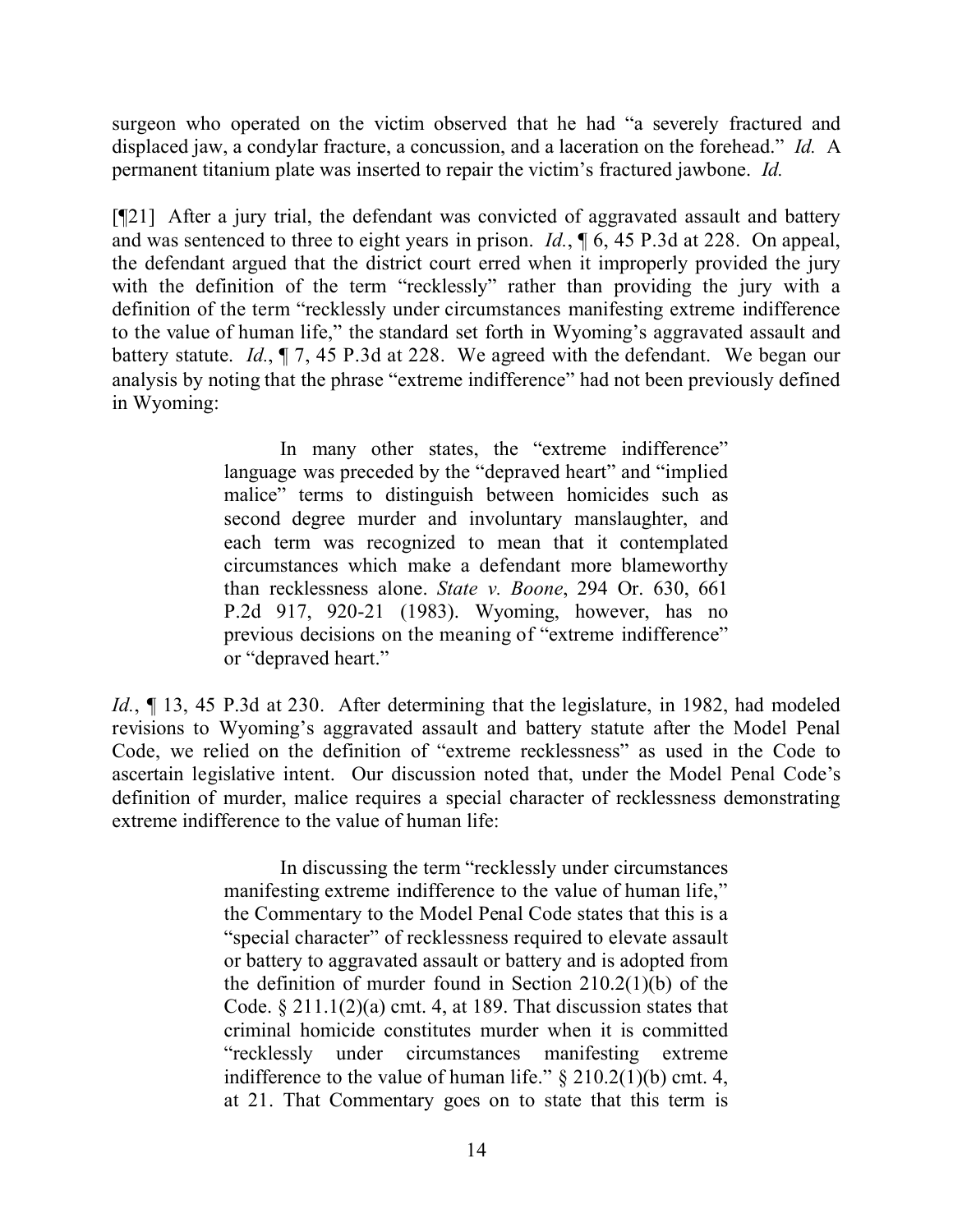surgeon who operated on the victim observed that he had "a severely fractured and displaced jaw, a condylar fracture, a concussion, and a laceration on the forehead." *Id.* A permanent titanium plate was inserted to repair the victim's fractured jawbone. *Id.*

[¶21] After a jury trial, the defendant was convicted of aggravated assault and battery and was sentenced to three to eight years in prison. *Id.*, ¶ 6, 45 P.3d at 228. On appeal, the defendant argued that the district court erred when it improperly provided the jury with the definition of the term "recklessly" rather than providing the jury with a definition of the term "recklessly under circumstances manifesting extreme indifference to the value of human life," the standard set forth in Wyoming's aggravated assault and battery statute. *Id.*, ¶ 7, 45 P.3d at 228. We agreed with the defendant. We began our analysis by noting that the phrase "extreme indifference" had not been previously defined in Wyoming:

> In many other states, the "extreme indifference" language was preceded by the "depraved heart" and "implied malice" terms to distinguish between homicides such as second degree murder and involuntary manslaughter, and each term was recognized to mean that it contemplated circumstances which make a defendant more blameworthy than recklessness alone. *State v. Boone*, 294 Or. 630, 661 P.2d 917, 920-21 (1983). Wyoming, however, has no previous decisions on the meaning of "extreme indifference" or "depraved heart."

*Id.*, ¶ 13, 45 P.3d at 230. After determining that the legislature, in 1982, had modeled revisions to Wyoming's aggravated assault and battery statute after the Model Penal Code, we relied on the definition of "extreme recklessness" as used in the Code to ascertain legislative intent. Our discussion noted that, under the Model Penal Code's definition of murder, malice requires a special character of recklessness demonstrating extreme indifference to the value of human life:

> In discussing the term "recklessly under circumstances manifesting extreme indifference to the value of human life," the Commentary to the Model Penal Code states that this is a "special character" of recklessness required to elevate assault or battery to aggravated assault or battery and is adopted from the definition of murder found in Section 210.2(1)(b) of the Code. § 211.1(2)(a) cmt. 4, at 189. That discussion states that criminal homicide constitutes murder when it is committed "recklessly under circumstances manifesting extreme indifference to the value of human life." § 210.2(1)(b) cmt. 4, at 21. That Commentary goes on to state that this term is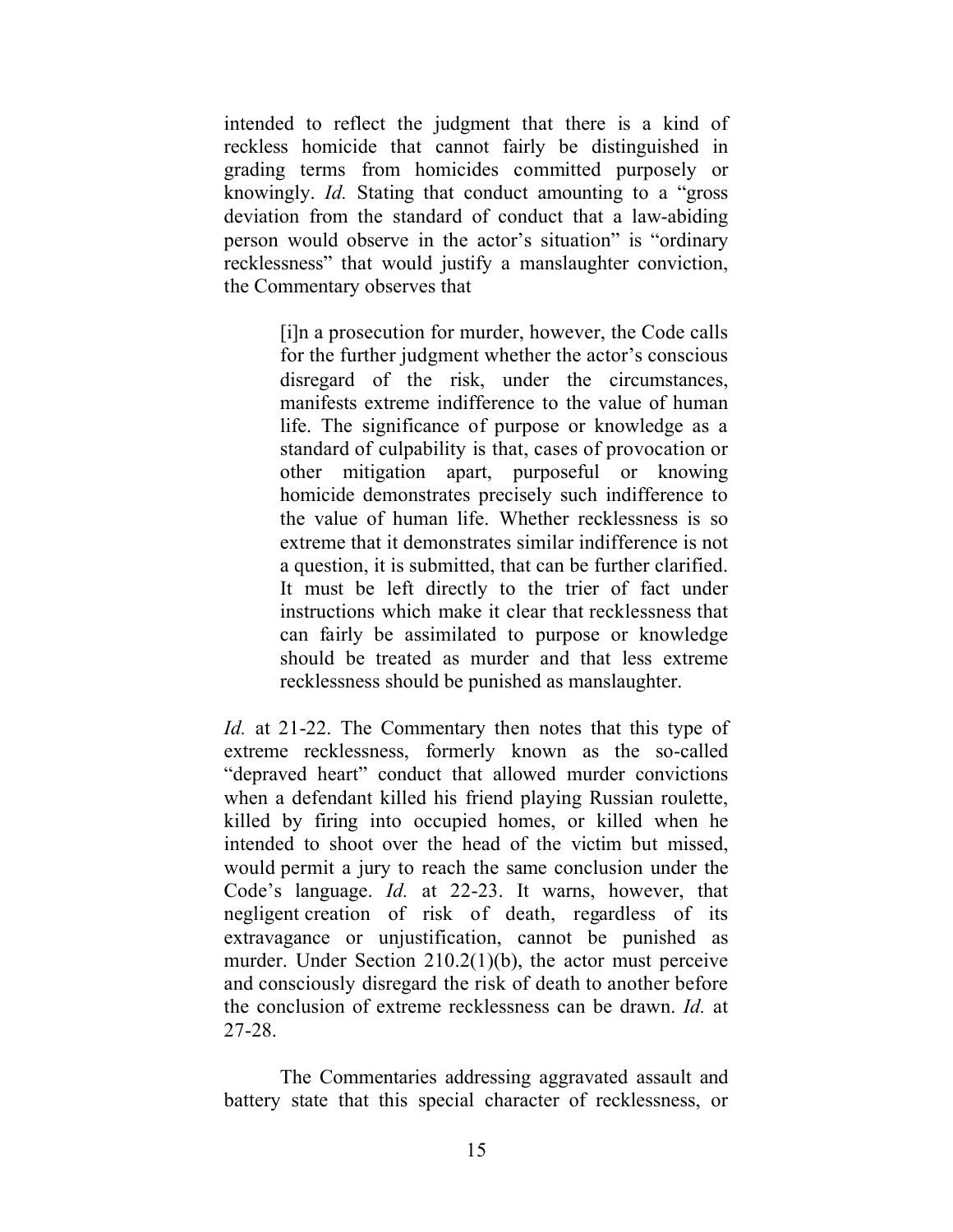intended to reflect the judgment that there is a kind of reckless homicide that cannot fairly be distinguished in grading terms from homicides committed purposely or knowingly. *Id.* Stating that conduct amounting to a "gross deviation from the standard of conduct that a law-abiding person would observe in the actor's situation" is "ordinary recklessness" that would justify a manslaughter conviction, the Commentary observes that

> [i]n a prosecution for murder, however, the Code calls for the further judgment whether the actor's conscious disregard of the risk, under the circumstances, manifests extreme indifference to the value of human life. The significance of purpose or knowledge as a standard of culpability is that, cases of provocation or other mitigation apart, purposeful or knowing homicide demonstrates precisely such indifference to the value of human life. Whether recklessness is so extreme that it demonstrates similar indifference is not a question, it is submitted, that can be further clarified. It must be left directly to the trier of fact under instructions which make it clear that recklessness that can fairly be assimilated to purpose or knowledge should be treated as murder and that less extreme recklessness should be punished as manslaughter.

*Id.* at 21-22. The Commentary then notes that this type of extreme recklessness, formerly known as the so-called "depraved heart" conduct that allowed murder convictions when a defendant killed his friend playing Russian roulette, killed by firing into occupied homes, or killed when he intended to shoot over the head of the victim but missed, would permit a jury to reach the same conclusion under the Code's language. *Id.* at 22-23. It warns, however, that negligent creation of risk of death, regardless of its extravagance or unjustification, cannot be punished as murder. Under Section 210.2(1)(b), the actor must perceive and consciously disregard the risk of death to another before the conclusion of extreme recklessness can be drawn. *Id.* at 27-28.

The Commentaries addressing aggravated assault and battery state that this special character of recklessness, or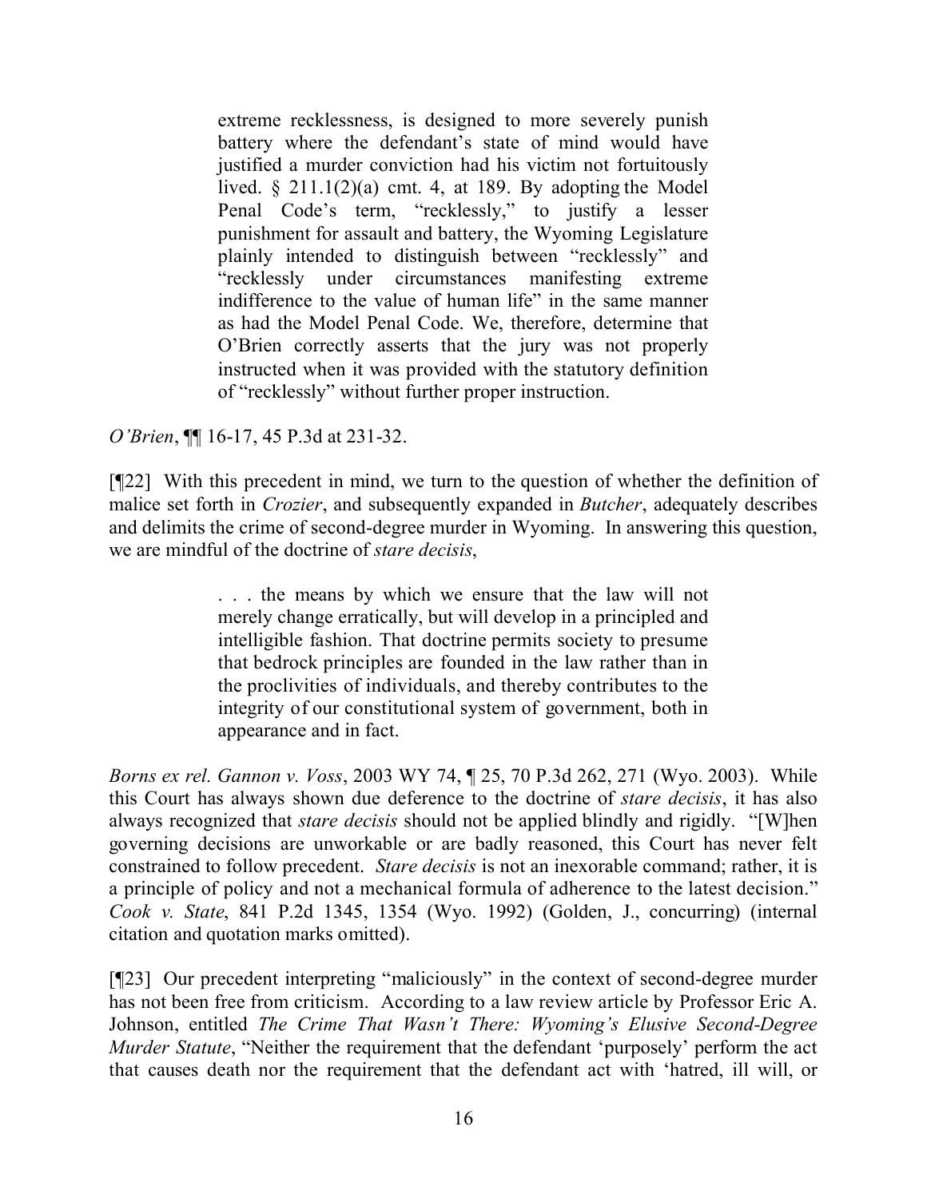> extreme recklessness, is designed to more severely punish battery where the defendant's state of mind would have justified a murder conviction had his victim not fortuitously lived. § 211.1(2)(a) cmt. 4, at 189. By adopting the Model Penal Code's term, "recklessly," to justify a lesser punishment for assault and battery, the Wyoming Legislature plainly intended to distinguish between "recklessly" and "recklessly under circumstances manifesting extreme indifference to the value of human life" in the same manner as had the Model Penal Code. We, therefore, determine that O'Brien correctly asserts that the jury was not properly instructed when it was provided with the statutory definition of "recklessly" without further proper instruction.

*O'Brien*, ¶¶ 16-17, 45 P.3d at 231-32.

[¶22] With this precedent in mind, we turn to the question of whether the definition of malice set forth in *Crozier*, and subsequently expanded in *Butcher*, adequately describes and delimits the crime of second-degree murder in Wyoming. In answering this question, we are mindful of the doctrine of *stare decisis*,

> . . . the means by which we ensure that the law will not merely change erratically, but will develop in a principled and intelligible fashion. That doctrine permits society to presume that bedrock principles are founded in the law rather than in the proclivities of individuals, and thereby contributes to the integrity of our constitutional system of government, both in appearance and in fact.

*Borns ex rel. Gannon v. Voss*, 2003 WY 74, ¶ 25, 70 P.3d 262, 271 (Wyo. 2003). While this Court has always shown due deference to the doctrine of *stare decisis*, it has also always recognized that *stare decisis* should not be applied blindly and rigidly. "[W]hen governing decisions are unworkable or are badly reasoned, this Court has never felt constrained to follow precedent. *Stare decisis* is not an inexorable command; rather, it is a principle of policy and not a mechanical formula of adherence to the latest decision." *Cook v. State*, 841 P.2d 1345, 1354 (Wyo. 1992) (Golden, J., concurring) (internal citation and quotation marks omitted).

[¶23] Our precedent interpreting "maliciously" in the context of second-degree murder has not been free from criticism. According to a law review article by Professor Eric A. Johnson, entitled *The Crime That Wasn't There: Wyoming's Elusive Second-Degree Murder Statute*, "Neither the requirement that the defendant 'purposely' perform the act that causes death nor the requirement that the defendant act with 'hatred, ill will, or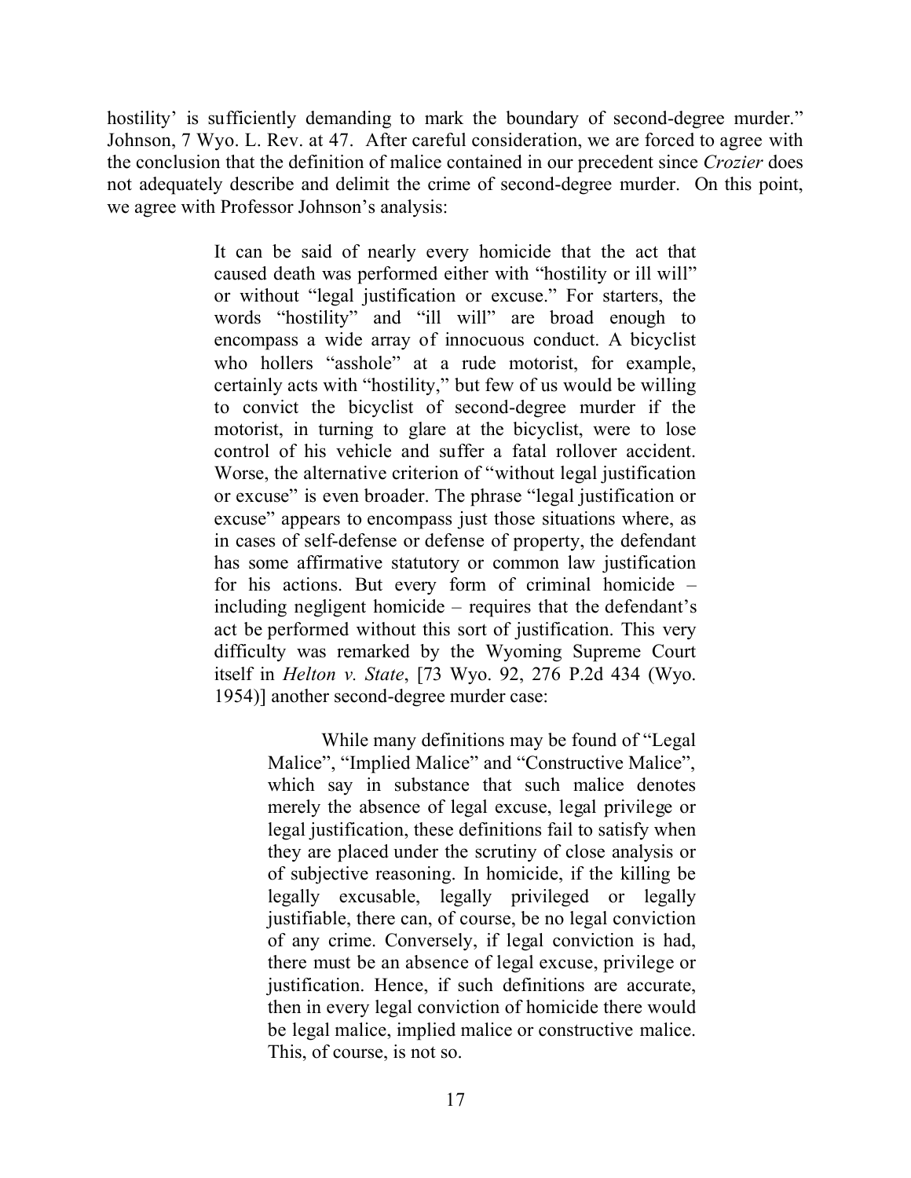hostility' is sufficiently demanding to mark the boundary of second-degree murder." Johnson, 7 Wyo. L. Rev. at 47. After careful consideration, we are forced to agree with the conclusion that the definition of malice contained in our precedent since *Crozier* does not adequately describe and delimit the crime of second-degree murder. On this point, we agree with Professor Johnson's analysis:

> It can be said of nearly every homicide that the act that caused death was performed either with "hostility or ill will" or without "legal justification or excuse." For starters, the words "hostility" and "ill will" are broad enough to encompass a wide array of innocuous conduct. A bicyclist who hollers "asshole" at a rude motorist, for example, certainly acts with "hostility," but few of us would be willing to convict the bicyclist of second-degree murder if the motorist, in turning to glare at the bicyclist, were to lose control of his vehicle and suffer a fatal rollover accident. Worse, the alternative criterion of "without legal justification or excuse" is even broader. The phrase "legal justification or excuse" appears to encompass just those situations where, as in cases of self-defense or defense of property, the defendant has some affirmative statutory or common law justification for his actions. But every form of criminal homicide – including negligent homicide – requires that the defendant's act be performed without this sort of justification. This very difficulty was remarked by the Wyoming Supreme Court itself in *Helton v. State*, [73 Wyo. 92, 276 P.2d 434 (Wyo. 1954)] another second-degree murder case:
>
> > While many definitions may be found of "Legal Malice", "Implied Malice" and "Constructive Malice", which say in substance that such malice denotes merely the absence of legal excuse, legal privilege or legal justification, these definitions fail to satisfy when they are placed under the scrutiny of close analysis or of subjective reasoning. In homicide, if the killing be legally excusable, legally privileged or legally justifiable, there can, of course, be no legal conviction of any crime. Conversely, if legal conviction is had, there must be an absence of legal excuse, privilege or justification. Hence, if such definitions are accurate, then in every legal conviction of homicide there would be legal malice, implied malice or constructive malice. This, of course, is not so.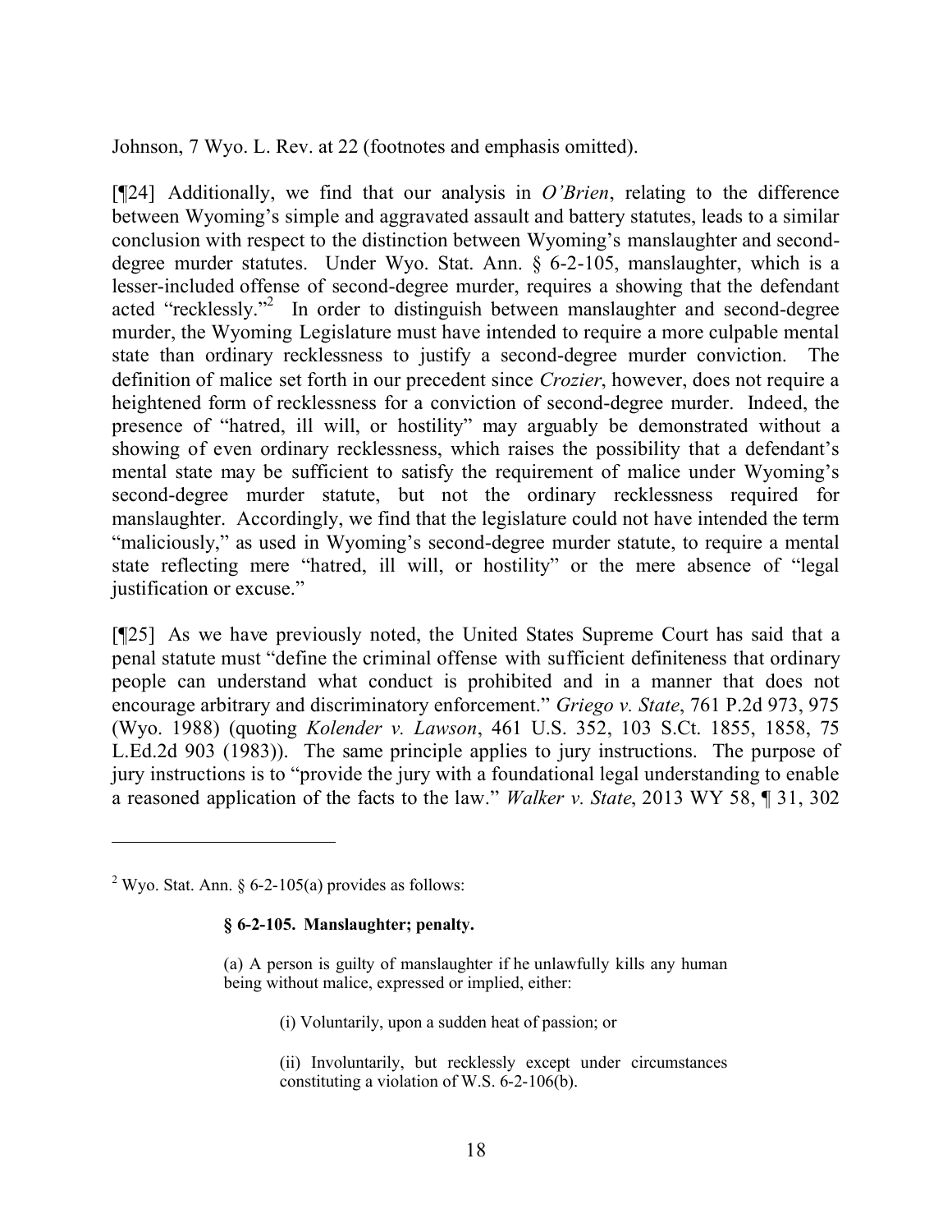Johnson, 7 Wyo. L. Rev. at 22 (footnotes and emphasis omitted).

[¶24] Additionally, we find that our analysis in *O'Brien*, relating to the difference between Wyoming's simple and aggravated assault and battery statutes, leads to a similar conclusion with respect to the distinction between Wyoming's manslaughter and second-degree murder statutes. Under Wyo. Stat. Ann. § 6-2-105, manslaughter, which is a lesser-included offense of second-degree murder, requires a showing that the defendant acted "recklessly."[2] In order to distinguish between manslaughter and second-degree murder, the Wyoming Legislature must have intended to require a more culpable mental state than ordinary recklessness to justify a second-degree murder conviction. The definition of malice set forth in our precedent since *Crozier*, however, does not require a heightened form of recklessness for a conviction of second-degree murder. Indeed, the presence of "hatred, ill will, or hostility" may arguably be demonstrated without a showing of even ordinary recklessness, which raises the possibility that a defendant's mental state may be sufficient to satisfy the requirement of malice under Wyoming's second-degree murder statute, but not the ordinary recklessness required for manslaughter. Accordingly, we find that the legislature could not have intended the term "maliciously," as used in Wyoming's second-degree murder statute, to require a mental state reflecting mere "hatred, ill will, or hostility" or the mere absence of "legal justification or excuse."

[¶25] As we have previously noted, the United States Supreme Court has said that a penal statute must "define the criminal offense with sufficient definiteness that ordinary people can understand what conduct is prohibited and in a manner that does not encourage arbitrary and discriminatory enforcement." *Griego v. State*, 761 P.2d 973, 975 (Wyo. 1988) (quoting *Kolender v. Lawson*, 461 U.S. 352, 103 S.Ct. 1855, 1858, 75 L.Ed.2d 903 (1983)). The same principle applies to jury instructions. The purpose of jury instructions is to "provide the jury with a foundational legal understanding to enable a reasoned application of the facts to the law." *Walker v. State*, 2013 WY 58, ¶ 31, 302

---

[2] Wyo. Stat. Ann. § 6-2-105(a) provides as follows:

> **§ 6-2-105. Manslaughter; penalty.**
>
> (a) A person is guilty of manslaughter if he unlawfully kills any human being without malice, expressed or implied, either:
>
> (i) Voluntarily, upon a sudden heat of passion; or
>
> (ii) Involuntarily, but recklessly except under circumstances constituting a violation of W.S. 6-2-106(b).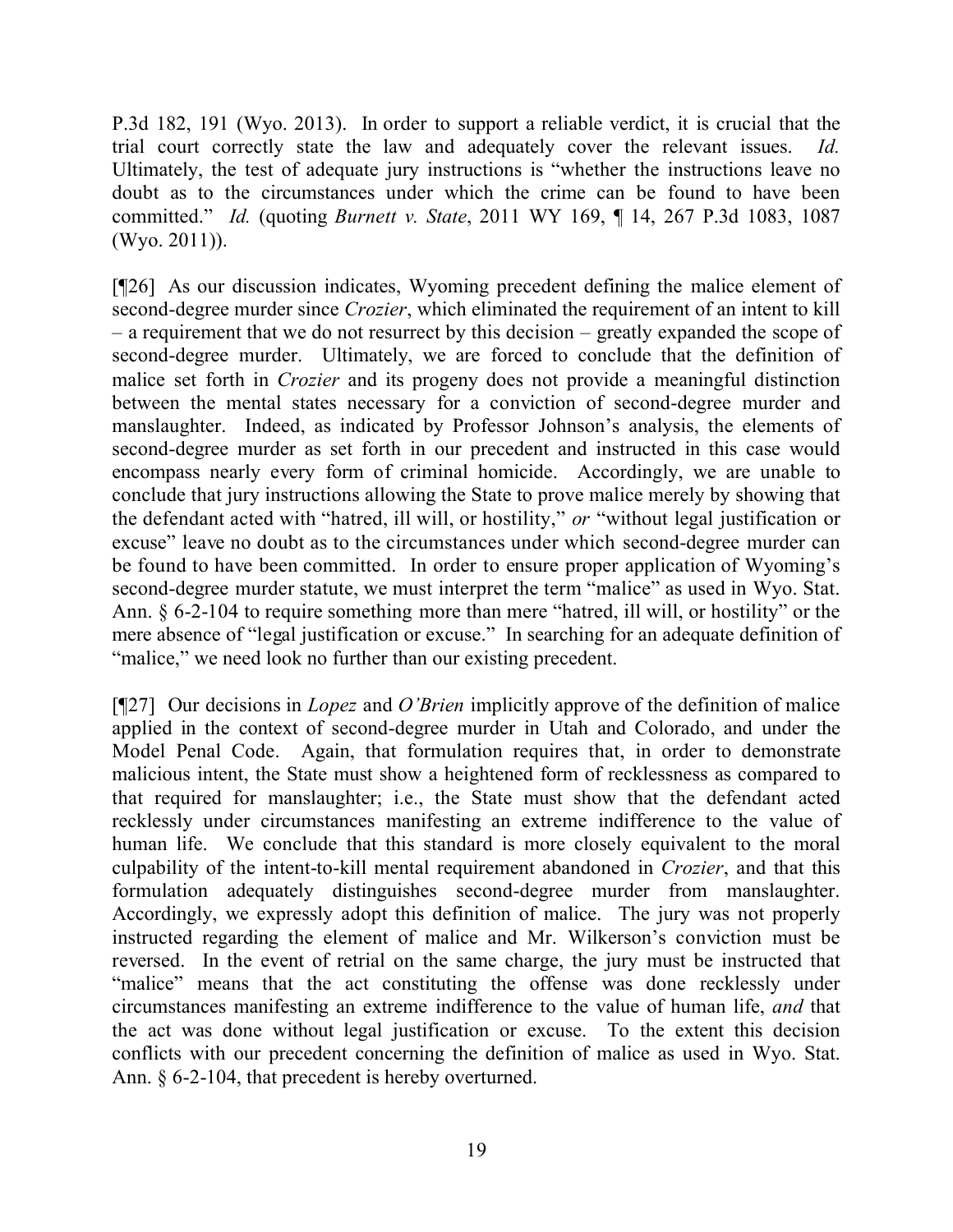P.3d 182, 191 (Wyo. 2013). In order to support a reliable verdict, it is crucial that the trial court correctly state the law and adequately cover the relevant issues. *Id.* Ultimately, the test of adequate jury instructions is "whether the instructions leave no doubt as to the circumstances under which the crime can be found to have been committed." *Id.* (quoting *Burnett v. State*, 2011 WY 169, ¶ 14, 267 P.3d 1083, 1087 (Wyo. 2011)).

[¶26] As our discussion indicates, Wyoming precedent defining the malice element of second-degree murder since *Crozier*, which eliminated the requirement of an intent to kill – a requirement that we do not resurrect by this decision – greatly expanded the scope of second-degree murder. Ultimately, we are forced to conclude that the definition of malice set forth in *Crozier* and its progeny does not provide a meaningful distinction between the mental states necessary for a conviction of second-degree murder and manslaughter. Indeed, as indicated by Professor Johnson's analysis, the elements of second-degree murder as set forth in our precedent and instructed in this case would encompass nearly every form of criminal homicide. Accordingly, we are unable to conclude that jury instructions allowing the State to prove malice merely by showing that the defendant acted with "hatred, ill will, or hostility," *or* "without legal justification or excuse" leave no doubt as to the circumstances under which second-degree murder can be found to have been committed. In order to ensure proper application of Wyoming's second-degree murder statute, we must interpret the term "malice" as used in Wyo. Stat. Ann. § 6-2-104 to require something more than mere "hatred, ill will, or hostility" or the mere absence of "legal justification or excuse." In searching for an adequate definition of "malice," we need look no further than our existing precedent.

[¶27] Our decisions in *Lopez* and *O'Brien* implicitly approve of the definition of malice applied in the context of second-degree murder in Utah and Colorado, and under the Model Penal Code. Again, that formulation requires that, in order to demonstrate malicious intent, the State must show a heightened form of recklessness as compared to that required for manslaughter; i.e., the State must show that the defendant acted recklessly under circumstances manifesting an extreme indifference to the value of human life. We conclude that this standard is more closely equivalent to the moral culpability of the intent-to-kill mental requirement abandoned in *Crozier*, and that this formulation adequately distinguishes second-degree murder from manslaughter. Accordingly, we expressly adopt this definition of malice. The jury was not properly instructed regarding the element of malice and Mr. Wilkerson's conviction must be reversed. In the event of retrial on the same charge, the jury must be instructed that "malice" means that the act constituting the offense was done recklessly under circumstances manifesting an extreme indifference to the value of human life, *and* that the act was done without legal justification or excuse. To the extent this decision conflicts with our precedent concerning the definition of malice as used in Wyo. Stat. Ann. § 6-2-104, that precedent is hereby overturned.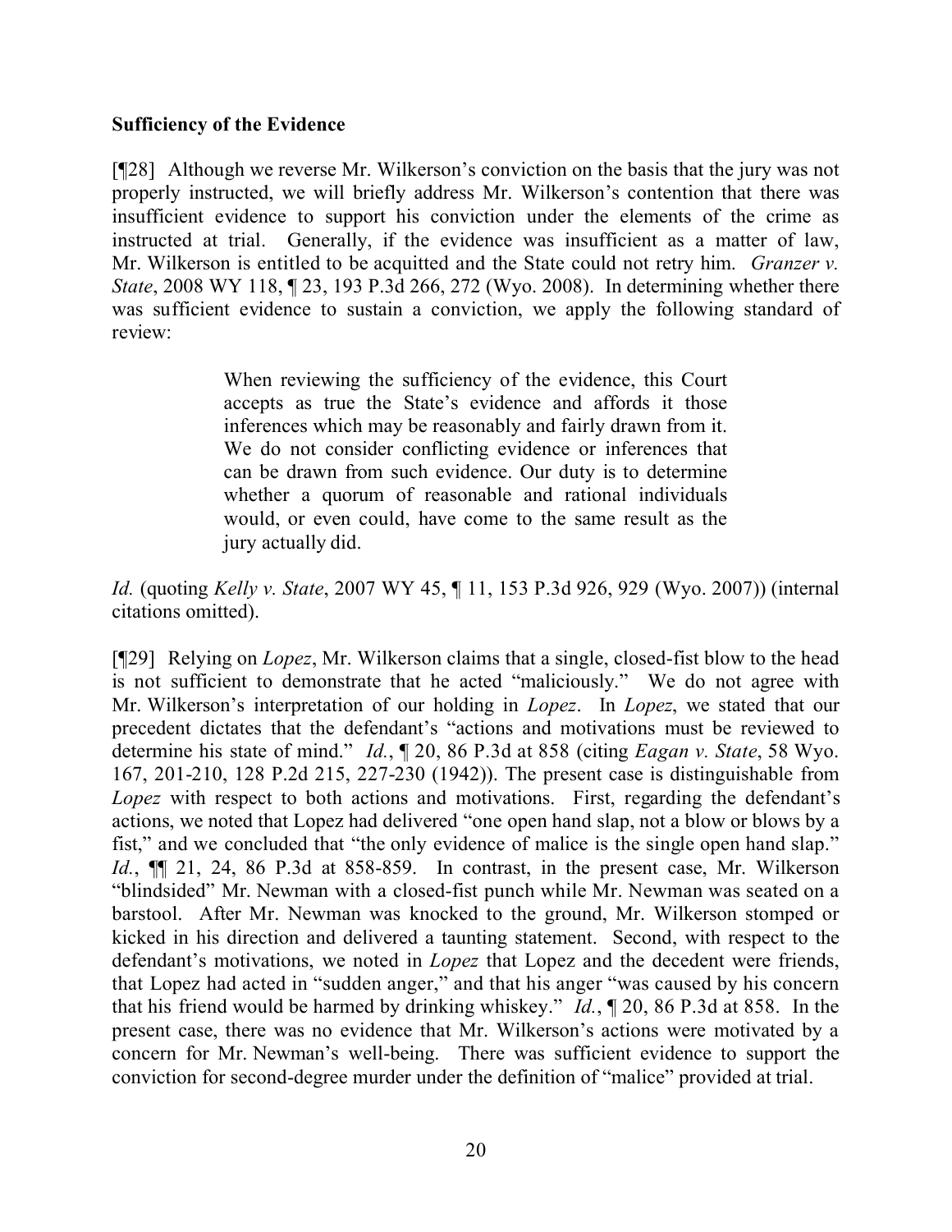**Sufficiency of the Evidence**

[¶28] Although we reverse Mr. Wilkerson's conviction on the basis that the jury was not properly instructed, we will briefly address Mr. Wilkerson's contention that there was insufficient evidence to support his conviction under the elements of the crime as instructed at trial. Generally, if the evidence was insufficient as a matter of law, Mr. Wilkerson is entitled to be acquitted and the State could not retry him. *Granzer v. State*, 2008 WY 118, ¶ 23, 193 P.3d 266, 272 (Wyo. 2008). In determining whether there was sufficient evidence to sustain a conviction, we apply the following standard of review:

> When reviewing the sufficiency of the evidence, this Court accepts as true the State's evidence and affords it those inferences which may be reasonably and fairly drawn from it. We do not consider conflicting evidence or inferences that can be drawn from such evidence. Our duty is to determine whether a quorum of reasonable and rational individuals would, or even could, have come to the same result as the jury actually did.

*Id.* (quoting *Kelly v. State*, 2007 WY 45, ¶ 11, 153 P.3d 926, 929 (Wyo. 2007)) (internal citations omitted).

[¶29] Relying on *Lopez*, Mr. Wilkerson claims that a single, closed-fist blow to the head is not sufficient to demonstrate that he acted "maliciously." We do not agree with Mr. Wilkerson's interpretation of our holding in *Lopez*. In *Lopez*, we stated that our precedent dictates that the defendant's "actions and motivations must be reviewed to determine his state of mind." *Id.*, ¶ 20, 86 P.3d at 858 (citing *Eagan v. State*, 58 Wyo. 167, 201-210, 128 P.2d 215, 227-230 (1942)). The present case is distinguishable from *Lopez* with respect to both actions and motivations. First, regarding the defendant's actions, we noted that Lopez had delivered "one open hand slap, not a blow or blows by a fist," and we concluded that "the only evidence of malice is the single open hand slap." *Id.*, ¶¶ 21, 24, 86 P.3d at 858-859. In contrast, in the present case, Mr. Wilkerson "blindsided" Mr. Newman with a closed-fist punch while Mr. Newman was seated on a barstool. After Mr. Newman was knocked to the ground, Mr. Wilkerson stomped or kicked in his direction and delivered a taunting statement. Second, with respect to the defendant's motivations, we noted in *Lopez* that Lopez and the decedent were friends, that Lopez had acted in "sudden anger," and that his anger "was caused by his concern that his friend would be harmed by drinking whiskey." *Id.*, ¶ 20, 86 P.3d at 858. In the present case, there was no evidence that Mr. Wilkerson's actions were motivated by a concern for Mr. Newman's well-being. There was sufficient evidence to support the conviction for second-degree murder under the definition of "malice" provided at trial.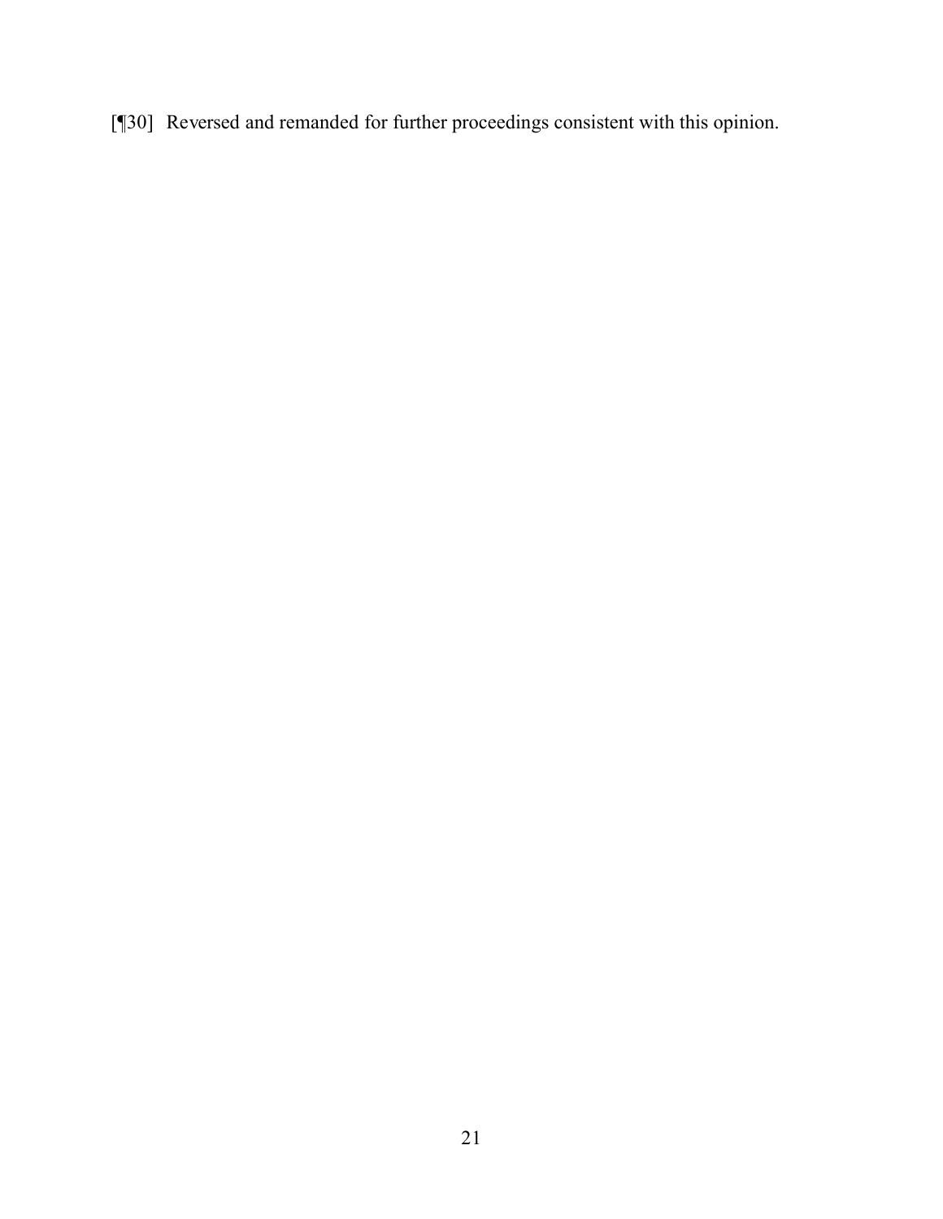[¶30] Reversed and remanded for further proceedings consistent with this opinion.